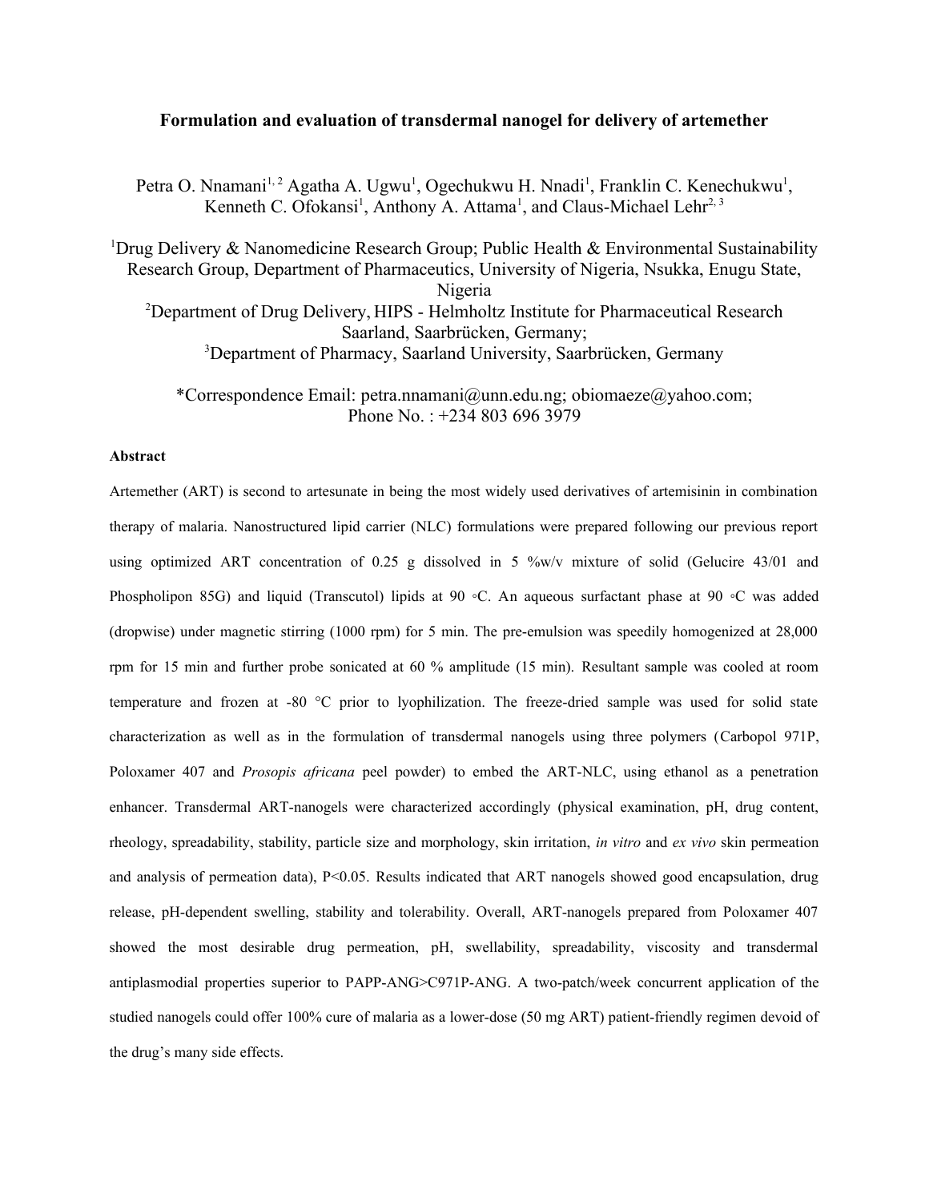# Formulation and evaluation of transdermal nanogel for delivery of artemether

Petra O. Nnamani[1, 2] Agatha A. Ugwu[1], Ogechukwu H. Nnadi[1], Franklin C. Kenechukwu[1], Kenneth C. Ofokansi[1], Anthony A. Attama[1], and Claus-Michael Lehr[2, 3]

[1]Drug Delivery & Nanomedicine Research Group; Public Health & Environmental Sustainability Research Group, Department of Pharmaceutics, University of Nigeria, Nsukka, Enugu State, Nigeria

[2]Department of Drug Delivery, HIPS - Helmholtz Institute for Pharmaceutical Research Saarland, Saarbrücken, Germany;

[3]Department of Pharmacy, Saarland University, Saarbrücken, Germany

*Correspondence Email: petra.nnamani@unn.edu.ng; obiomaeze@yahoo.com; Phone No. : +234 803 696 3979

**Abstract**

Artemether (ART) is second to artesunate in being the most widely used derivatives of artemisinin in combination therapy of malaria. Nanostructured lipid carrier (NLC) formulations were prepared following our previous report using optimized ART concentration of 0.25 g dissolved in 5 %w/v mixture of solid (Gelucire 43/01 and Phospholipon 85G) and liquid (Transcutol) lipids at 90 ◦C. An aqueous surfactant phase at 90 ◦C was added (dropwise) under magnetic stirring (1000 rpm) for 5 min. The pre-emulsion was speedily homogenized at 28,000 rpm for 15 min and further probe sonicated at 60 % amplitude (15 min). Resultant sample was cooled at room temperature and frozen at -80 °C prior to lyophilization. The freeze-dried sample was used for solid state characterization as well as in the formulation of transdermal nanogels using three polymers (Carbopol 971P, Poloxamer 407 and *Prosopis africana* peel powder) to embed the ART-NLC, using ethanol as a penetration enhancer. Transdermal ART-nanogels were characterized accordingly (physical examination, pH, drug content, rheology, spreadability, stability, particle size and morphology, skin irritation, *in vitro* and *ex vivo* skin permeation and analysis of permeation data), $P<0.05$. Results indicated that ART nanogels showed good encapsulation, drug release, pH-dependent swelling, stability and tolerability. Overall, ART-nanogels prepared from Poloxamer 407 showed the most desirable drug permeation, pH, swellability, spreadability, viscosity and transdermal antiplasmodial properties superior to PAPP-ANG>C971P-ANG. A two-patch/week concurrent application of the studied nanogels could offer 100% cure of malaria as a lower-dose (50 mg ART) patient-friendly regimen devoid of the drug's many side effects.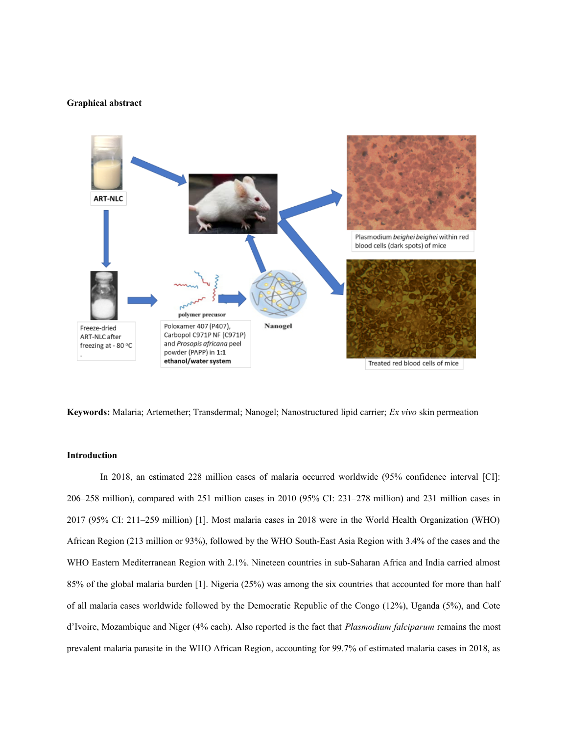**Graphical abstract**

ART-NLC

Freeze-dried ART-NLC after freezing at - 80 °C

polymer precusor

Poloxamer 407 (P407), Carbopol C971P NF (C971P) and *Prosopis africana* peel powder (PAPP) in **1:1 ethanol/water system**

Nanogel

Plasmodium *beighei beighei* within red blood cells (dark spots) of mice

Treated red blood cells of mice

**Keywords:** Malaria; Artemether; Transdermal; Nanogel; Nanostructured lipid carrier; *Ex vivo* skin permeation

## Introduction

In 2018, an estimated 228 million cases of malaria occurred worldwide (95% confidence interval [CI]: 206–258 million), compared with 251 million cases in 2010 (95% CI: 231–278 million) and 231 million cases in 2017 (95% CI: 211–259 million) [1]. Most malaria cases in 2018 were in the World Health Organization (WHO) African Region (213 million or 93%), followed by the WHO South-East Asia Region with 3.4% of the cases and the WHO Eastern Mediterranean Region with 2.1%. Nineteen countries in sub-Saharan Africa and India carried almost 85% of the global malaria burden [1]. Nigeria (25%) was among the six countries that accounted for more than half of all malaria cases worldwide followed by the Democratic Republic of the Congo (12%), Uganda (5%), and Cote d'Ivoire, Mozambique and Niger (4% each). Also reported is the fact that *Plasmodium falciparum* remains the most prevalent malaria parasite in the WHO African Region, accounting for 99.7% of estimated malaria cases in 2018, as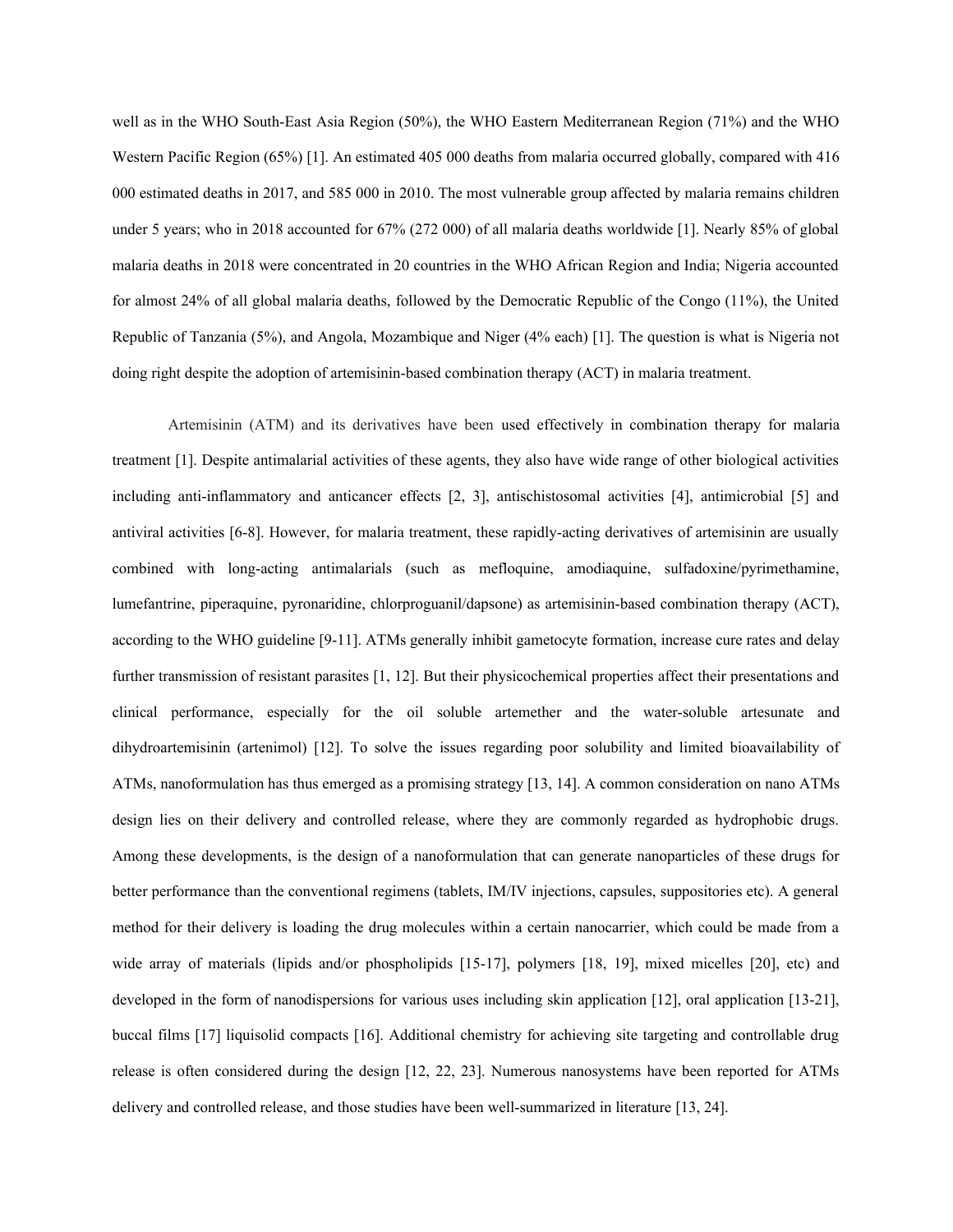well as in the WHO South-East Asia Region (50%), the WHO Eastern Mediterranean Region (71%) and the WHO Western Pacific Region (65%) [1]. An estimated 405 000 deaths from malaria occurred globally, compared with 416 000 estimated deaths in 2017, and 585 000 in 2010. The most vulnerable group affected by malaria remains children under 5 years; who in 2018 accounted for 67% (272 000) of all malaria deaths worldwide [1]. Nearly 85% of global malaria deaths in 2018 were concentrated in 20 countries in the WHO African Region and India; Nigeria accounted for almost 24% of all global malaria deaths, followed by the Democratic Republic of the Congo (11%), the United Republic of Tanzania (5%), and Angola, Mozambique and Niger (4% each) [1]. The question is what is Nigeria not doing right despite the adoption of artemisinin-based combination therapy (ACT) in malaria treatment.

Artemisinin (ATM) and its derivatives have been used effectively in combination therapy for malaria treatment [1]. Despite antimalarial activities of these agents, they also have wide range of other biological activities including anti-inflammatory and anticancer effects [2, 3], antischistosomal activities [4], antimicrobial [5] and antiviral activities [6-8]. However, for malaria treatment, these rapidly-acting derivatives of artemisinin are usually combined with long-acting antimalarials (such as mefloquine, amodiaquine, sulfadoxine/pyrimethamine, lumefantrine, piperaquine, pyronaridine, chlorproguanil/dapsone) as artemisinin-based combination therapy (ACT), according to the WHO guideline [9-11]. ATMs generally inhibit gametocyte formation, increase cure rates and delay further transmission of resistant parasites [1, 12]. But their physicochemical properties affect their presentations and clinical performance, especially for the oil soluble artemether and the water-soluble artesunate and dihydroartemisinin (artenimol) [12]. To solve the issues regarding poor solubility and limited bioavailability of ATMs, nanoformulation has thus emerged as a promising strategy [13, 14]. A common consideration on nano ATMs design lies on their delivery and controlled release, where they are commonly regarded as hydrophobic drugs. Among these developments, is the design of a nanoformulation that can generate nanoparticles of these drugs for better performance than the conventional regimens (tablets, IM/IV injections, capsules, suppositories etc). A general method for their delivery is loading the drug molecules within a certain nanocarrier, which could be made from a wide array of materials (lipids and/or phospholipids [15-17], polymers [18, 19], mixed micelles [20], etc) and developed in the form of nanodispersions for various uses including skin application [12], oral application [13-21], buccal films [17] liquisolid compacts [16]. Additional chemistry for achieving site targeting and controllable drug release is often considered during the design [12, 22, 23]. Numerous nanosystems have been reported for ATMs delivery and controlled release, and those studies have been well-summarized in literature [13, 24].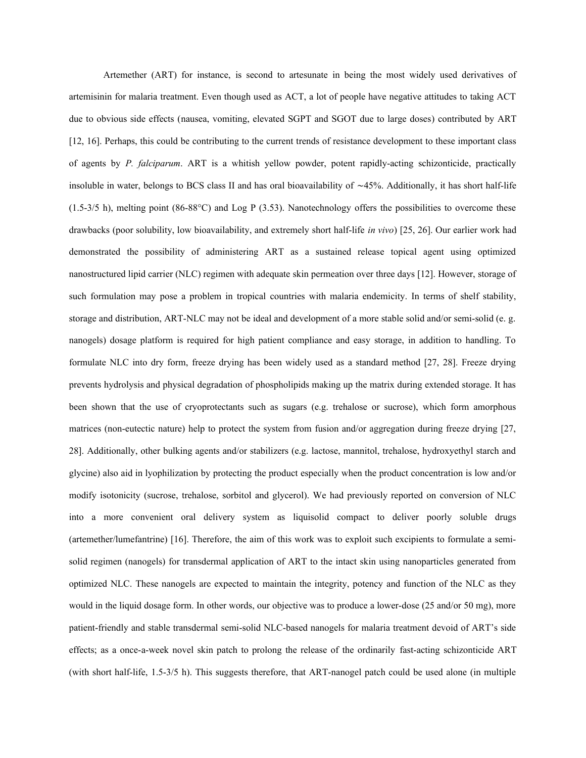Artemether (ART) for instance, is second to artesunate in being the most widely used derivatives of artemisinin for malaria treatment. Even though used as ACT, a lot of people have negative attitudes to taking ACT due to obvious side effects (nausea, vomiting, elevated SGPT and SGOT due to large doses) contributed by ART [12, 16]. Perhaps, this could be contributing to the current trends of resistance development to these important class of agents by *P. falciparum*. ART is a whitish yellow powder, potent rapidly-acting schizonticide, practically insoluble in water, belongs to BCS class II and has oral bioavailability of ∼45%. Additionally, it has short half-life (1.5-3/5 h), melting point (86-88°C) and Log P (3.53). Nanotechnology offers the possibilities to overcome these drawbacks (poor solubility, low bioavailability, and extremely short half-life *in vivo*) [25, 26]. Our earlier work had demonstrated the possibility of administering ART as a sustained release topical agent using optimized nanostructured lipid carrier (NLC) regimen with adequate skin permeation over three days [12]. However, storage of such formulation may pose a problem in tropical countries with malaria endemicity. In terms of shelf stability, storage and distribution, ART-NLC may not be ideal and development of a more stable solid and/or semi-solid (e. g. nanogels) dosage platform is required for high patient compliance and easy storage, in addition to handling. To formulate NLC into dry form, freeze drying has been widely used as a standard method [27, 28]. Freeze drying prevents hydrolysis and physical degradation of phospholipids making up the matrix during extended storage. It has been shown that the use of cryoprotectants such as sugars (e.g. trehalose or sucrose), which form amorphous matrices (non-eutectic nature) help to protect the system from fusion and/or aggregation during freeze drying [27, 28]. Additionally, other bulking agents and/or stabilizers (e.g. lactose, mannitol, trehalose, hydroxyethyl starch and glycine) also aid in lyophilization by protecting the product especially when the product concentration is low and/or modify isotonicity (sucrose, trehalose, sorbitol and glycerol). We had previously reported on conversion of NLC into a more convenient oral delivery system as liquisolid compact to deliver poorly soluble drugs (artemether/lumefantrine) [16]. Therefore, the aim of this work was to exploit such excipients to formulate a semi-solid regimen (nanogels) for transdermal application of ART to the intact skin using nanoparticles generated from optimized NLC. These nanogels are expected to maintain the integrity, potency and function of the NLC as they would in the liquid dosage form. In other words, our objective was to produce a lower-dose (25 and/or 50 mg), more patient-friendly and stable transdermal semi-solid NLC-based nanogels for malaria treatment devoid of ART's side effects; as a once-a-week novel skin patch to prolong the release of the ordinarily fast-acting schizonticide ART (with short half-life, 1.5-3/5 h). This suggests therefore, that ART-nanogel patch could be used alone (in multiple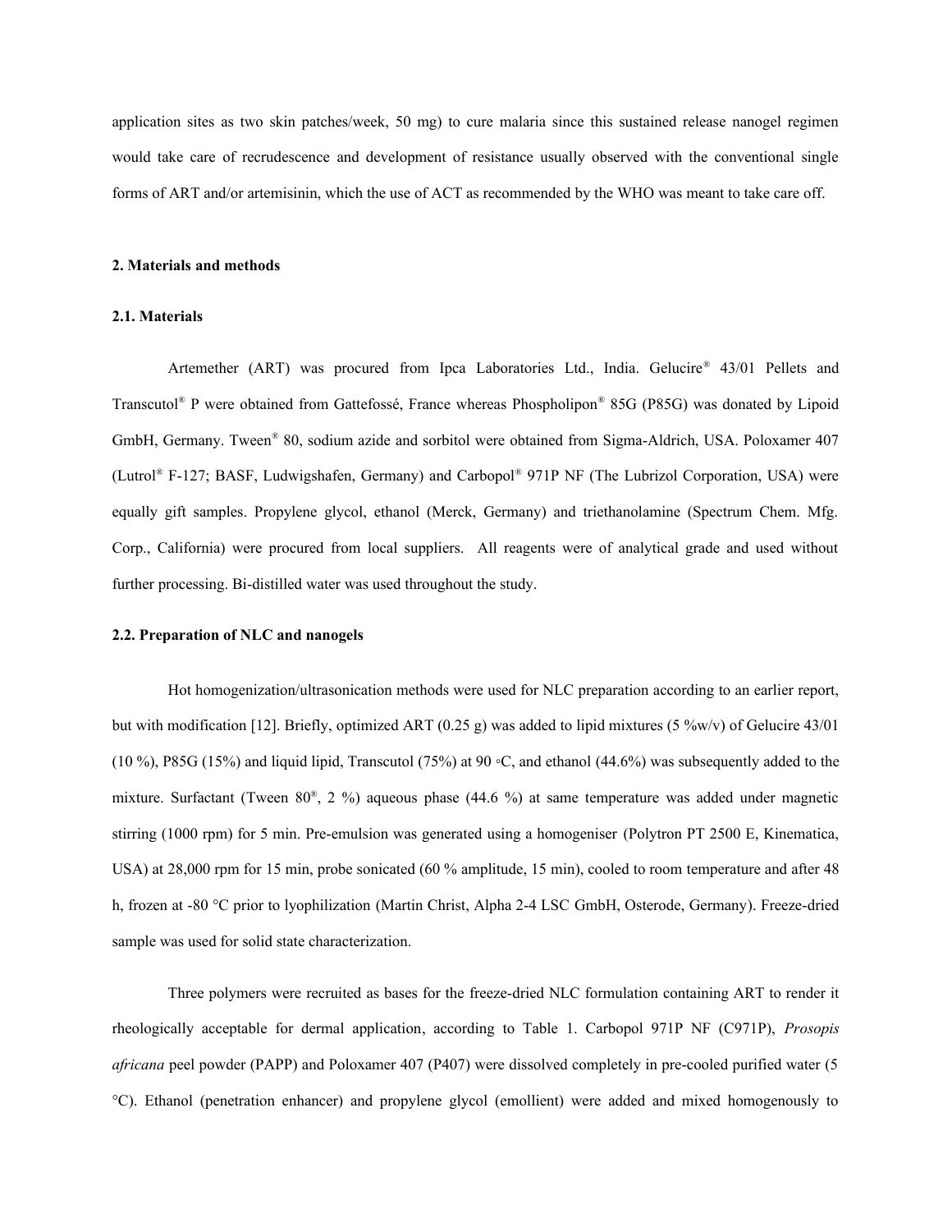application sites as two skin patches/week, 50 mg) to cure malaria since this sustained release nanogel regimen would take care of recrudescence and development of resistance usually observed with the conventional single forms of ART and/or artemisinin, which the use of ACT as recommended by the WHO was meant to take care off.

## 2. Materials and methods

### 2.1. Materials

Artemether (ART) was procured from Ipca Laboratories Ltd., India. Gelucire® 43/01 Pellets and Transcutol® P were obtained from Gattefossé, France whereas Phospholipon® 85G (P85G) was donated by Lipoid GmbH, Germany. Tween® 80, sodium azide and sorbitol were obtained from Sigma-Aldrich, USA. Poloxamer 407 (Lutrol® F-127; BASF, Ludwigshafen, Germany) and Carbopol® 971P NF (The Lubrizol Corporation, USA) were equally gift samples. Propylene glycol, ethanol (Merck, Germany) and triethanolamine (Spectrum Chem. Mfg. Corp., California) were procured from local suppliers. All reagents were of analytical grade and used without further processing. Bi-distilled water was used throughout the study.

### 2.2. Preparation of NLC and nanogels

Hot homogenization/ultrasonication methods were used for NLC preparation according to an earlier report, but with modification [12]. Briefly, optimized ART (0.25 g) was added to lipid mixtures (5 %w/v) of Gelucire 43/01 (10 %), P85G (15%) and liquid lipid, Transcutol (75%) at 90 ◦C, and ethanol (44.6%) was subsequently added to the mixture. Surfactant (Tween 80®, 2 %) aqueous phase (44.6 %) at same temperature was added under magnetic stirring (1000 rpm) for 5 min. Pre-emulsion was generated using a homogeniser (Polytron PT 2500 E, Kinematica, USA) at 28,000 rpm for 15 min, probe sonicated (60 % amplitude, 15 min), cooled to room temperature and after 48 h, frozen at -80 °C prior to lyophilization (Martin Christ, Alpha 2-4 LSC GmbH, Osterode, Germany). Freeze-dried sample was used for solid state characterization.

Three polymers were recruited as bases for the freeze-dried NLC formulation containing ART to render it rheologically acceptable for dermal application, according to Table 1. Carbopol 971P NF (C971P), *Prosopis africana* peel powder (PAPP) and Poloxamer 407 (P407) were dissolved completely in pre-cooled purified water (5 °C). Ethanol (penetration enhancer) and propylene glycol (emollient) were added and mixed homogenously to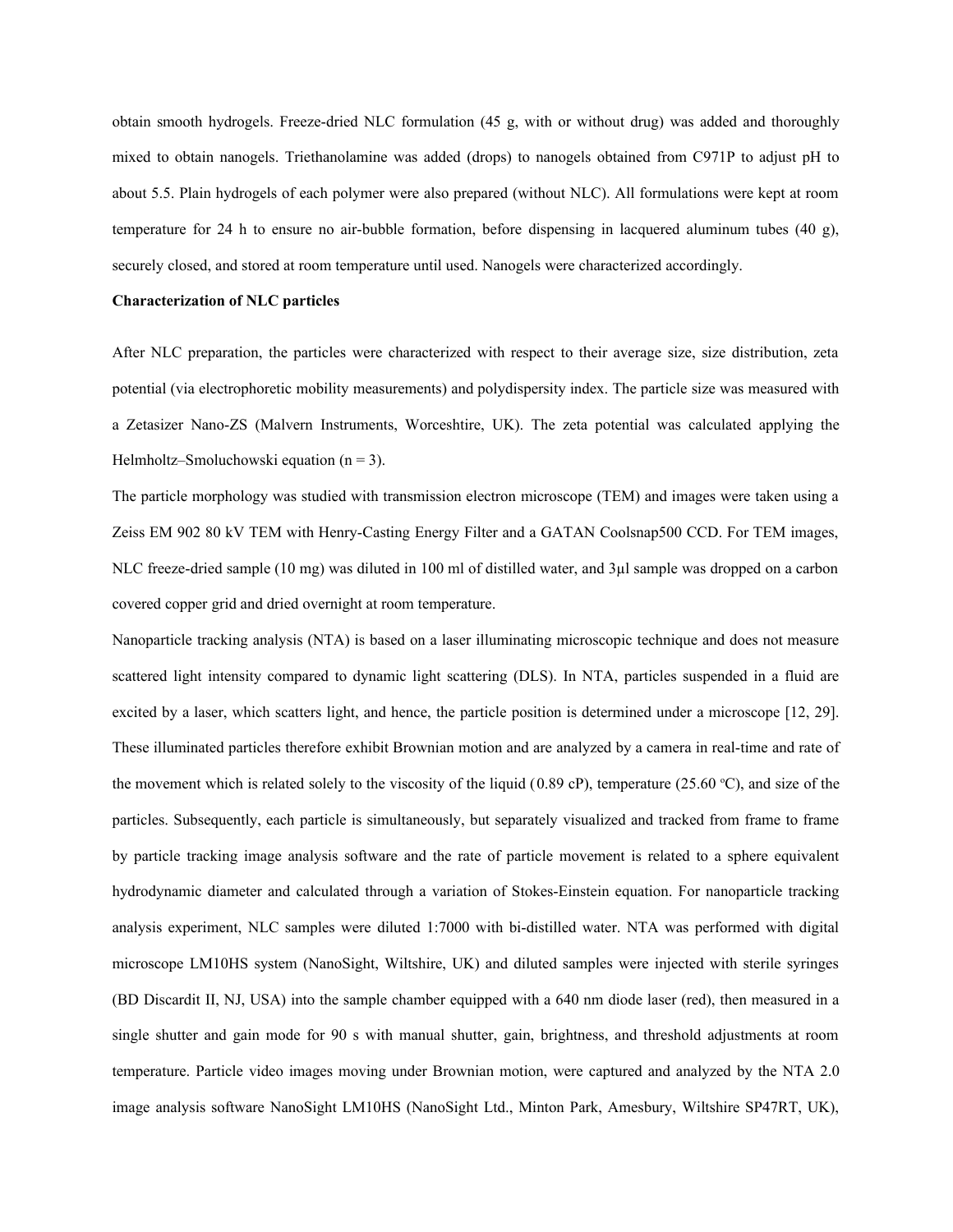obtain smooth hydrogels. Freeze-dried NLC formulation (45 g, with or without drug) was added and thoroughly mixed to obtain nanogels. Triethanolamine was added (drops) to nanogels obtained from C971P to adjust pH to about 5.5. Plain hydrogels of each polymer were also prepared (without NLC). All formulations were kept at room temperature for 24 h to ensure no air-bubble formation, before dispensing in lacquered aluminum tubes (40 g), securely closed, and stored at room temperature until used. Nanogels were characterized accordingly.

**Characterization of NLC particles**

After NLC preparation, the particles were characterized with respect to their average size, size distribution, zeta potential (via electrophoretic mobility measurements) and polydispersity index. The particle size was measured with a Zetasizer Nano-ZS (Malvern Instruments, Worceshtire, UK). The zeta potential was calculated applying the Helmholtz–Smoluchowski equation (n = 3).

The particle morphology was studied with transmission electron microscope (TEM) and images were taken using a Zeiss EM 902 80 kV TEM with Henry-Casting Energy Filter and a GATAN Coolsnap500 CCD. For TEM images, NLC freeze-dried sample (10 mg) was diluted in 100 ml of distilled water, and 3µl sample was dropped on a carbon covered copper grid and dried overnight at room temperature.

Nanoparticle tracking analysis (NTA) is based on a laser illuminating microscopic technique and does not measure scattered light intensity compared to dynamic light scattering (DLS). In NTA, particles suspended in a fluid are excited by a laser, which scatters light, and hence, the particle position is determined under a microscope [12, 29]. These illuminated particles therefore exhibit Brownian motion and are analyzed by a camera in real-time and rate of the movement which is related solely to the viscosity of the liquid (0.89 cP), temperature (25.60 ºC), and size of the particles. Subsequently, each particle is simultaneously, but separately visualized and tracked from frame to frame by particle tracking image analysis software and the rate of particle movement is related to a sphere equivalent hydrodynamic diameter and calculated through a variation of Stokes-Einstein equation. For nanoparticle tracking analysis experiment, NLC samples were diluted 1:7000 with bi-distilled water. NTA was performed with digital microscope LM10HS system (NanoSight, Wiltshire, UK) and diluted samples were injected with sterile syringes (BD Discardit II, NJ, USA) into the sample chamber equipped with a 640 nm diode laser (red), then measured in a single shutter and gain mode for 90 s with manual shutter, gain, brightness, and threshold adjustments at room temperature. Particle video images moving under Brownian motion, were captured and analyzed by the NTA 2.0 image analysis software NanoSight LM10HS (NanoSight Ltd., Minton Park, Amesbury, Wiltshire SP47RT, UK),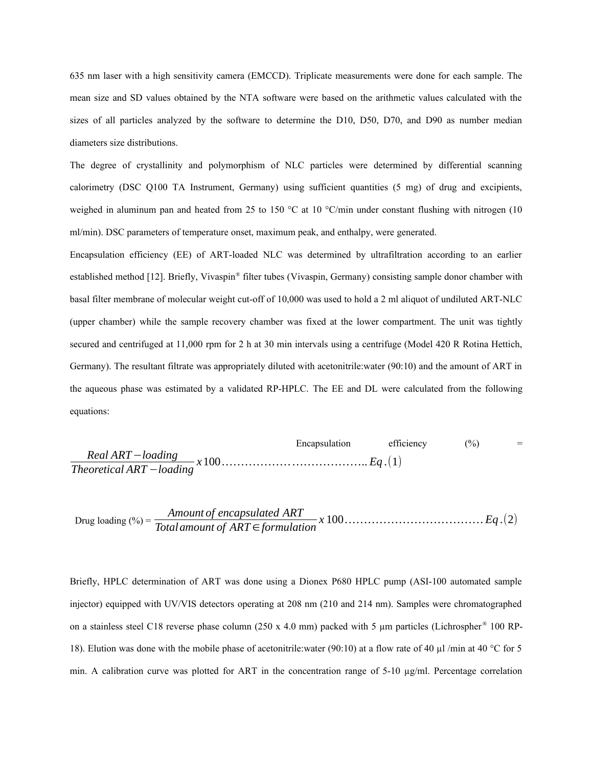635 nm laser with a high sensitivity camera (EMCCD). Triplicate measurements were done for each sample. The mean size and SD values obtained by the NTA software were based on the arithmetic values calculated with the sizes of all particles analyzed by the software to determine the D10, D50, D70, and D90 as number median diameters size distributions.

The degree of crystallinity and polymorphism of NLC particles were determined by differential scanning calorimetry (DSC Q100 TA Instrument, Germany) using sufficient quantities (5 mg) of drug and excipients, weighed in aluminum pan and heated from 25 to 150 °C at 10 °C/min under constant flushing with nitrogen (10 ml/min). DSC parameters of temperature onset, maximum peak, and enthalpy, were generated.

Encapsulation efficiency (EE) of ART-loaded NLC was determined by ultrafiltration according to an earlier established method [12]. Briefly, Vivaspin® filter tubes (Vivaspin, Germany) consisting sample donor chamber with basal filter membrane of molecular weight cut-off of 10,000 was used to hold a 2 ml aliquot of undiluted ART-NLC (upper chamber) while the sample recovery chamber was fixed at the lower compartment. The unit was tightly secured and centrifuged at 11,000 rpm for 2 h at 30 min intervals using a centrifuge (Model 420 R Rotina Hettich, Germany). The resultant filtrate was appropriately diluted with acetonitrile:water (90:10) and the amount of ART in the aqueous phase was estimated by a validated RP-HPLC. The EE and DL were calculated from the following equations:

$$\text{Encapsulation efficiency } (\%) = \frac{Real\ ART - loading}{Theoretical\ ART - loading} x\, 100 \ldots\ldots\ldots\ldots\ldots\ldots\ldots\ldots\ldots\ldots\ldots\ldots.. Eq.(1)$$

$$\text{Drug loading } (\%) = \frac{Amount\ of\ encapsulated\ ART}{Total\ amount\ of\ ART \in formulation} x\, 100 \ldots\ldots\ldots\ldots\ldots\ldots\ldots\ldots\ldots\ldots\ldots\ldots Eq.(2)$$

Briefly, HPLC determination of ART was done using a Dionex P680 HPLC pump (ASI-100 automated sample injector) equipped with UV/VIS detectors operating at 208 nm (210 and 214 nm). Samples were chromatographed on a stainless steel C18 reverse phase column (250 x 4.0 mm) packed with 5 µm particles (Lichrospher® 100 RP-18). Elution was done with the mobile phase of acetonitrile:water (90:10) at a flow rate of 40 µl /min at 40 °C for 5 min. A calibration curve was plotted for ART in the concentration range of 5-10 µg/ml. Percentage correlation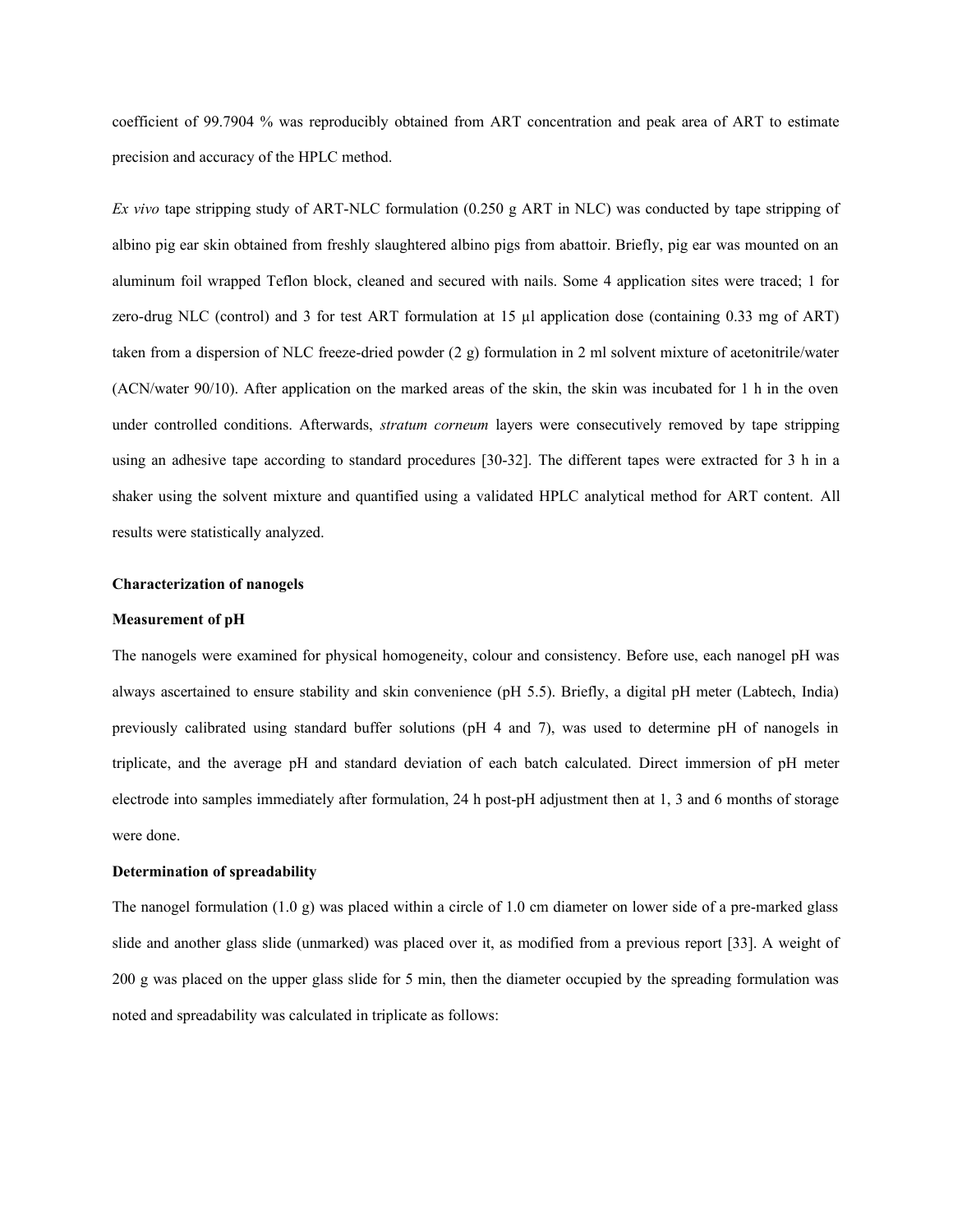coefficient of 99.7904 % was reproducibly obtained from ART concentration and peak area of ART to estimate precision and accuracy of the HPLC method.

*Ex vivo* tape stripping study of ART-NLC formulation (0.250 g ART in NLC) was conducted by tape stripping of albino pig ear skin obtained from freshly slaughtered albino pigs from abattoir. Briefly, pig ear was mounted on an aluminum foil wrapped Teflon block, cleaned and secured with nails. Some 4 application sites were traced; 1 for zero-drug NLC (control) and 3 for test ART formulation at 15 µl application dose (containing 0.33 mg of ART) taken from a dispersion of NLC freeze-dried powder (2 g) formulation in 2 ml solvent mixture of acetonitrile/water (ACN/water 90/10). After application on the marked areas of the skin, the skin was incubated for 1 h in the oven under controlled conditions. Afterwards, *stratum corneum* layers were consecutively removed by tape stripping using an adhesive tape according to standard procedures [30-32]. The different tapes were extracted for 3 h in a shaker using the solvent mixture and quantified using a validated HPLC analytical method for ART content. All results were statistically analyzed.

**Characterization of nanogels**

**Measurement of pH**

The nanogels were examined for physical homogeneity, colour and consistency. Before use, each nanogel pH was always ascertained to ensure stability and skin convenience (pH 5.5). Briefly, a digital pH meter (Labtech, India) previously calibrated using standard buffer solutions (pH 4 and 7), was used to determine pH of nanogels in triplicate, and the average pH and standard deviation of each batch calculated. Direct immersion of pH meter electrode into samples immediately after formulation, 24 h post-pH adjustment then at 1, 3 and 6 months of storage were done.

**Determination of spreadability**

The nanogel formulation (1.0 g) was placed within a circle of 1.0 cm diameter on lower side of a pre-marked glass slide and another glass slide (unmarked) was placed over it, as modified from a previous report [33]. A weight of 200 g was placed on the upper glass slide for 5 min, then the diameter occupied by the spreading formulation was noted and spreadability was calculated in triplicate as follows: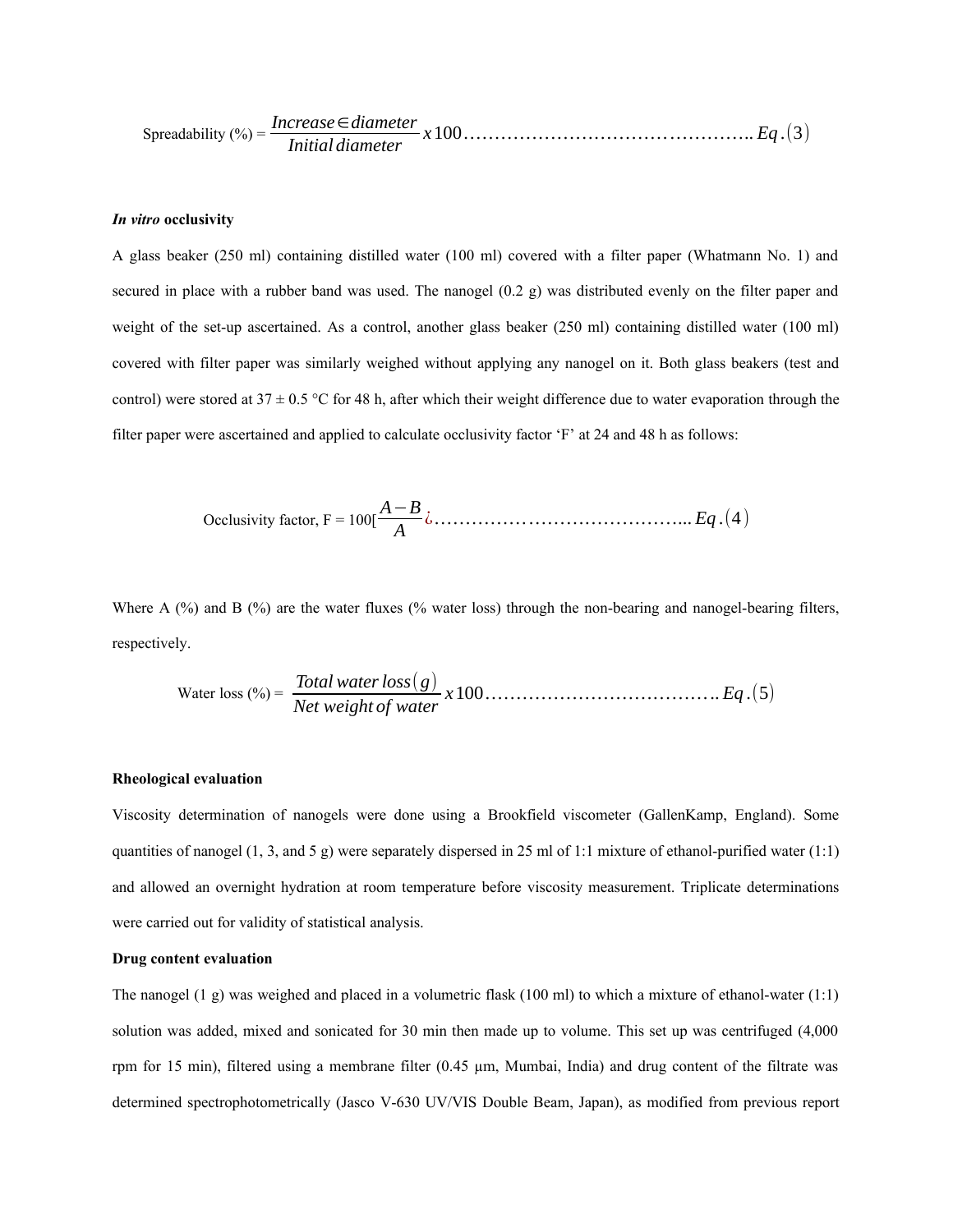$$\text{Spreadability (\%)} = \frac{Increase \in diameter}{Initial\,diameter} x\,100 \ldots\ldots\ldots\ldots\ldots\ldots\ldots\ldots\ldots\ldots\ldots\ldots\ldots\ldots\ldots.. Eq.(3)$$

### *In vitro* occlusivity

A glass beaker (250 ml) containing distilled water (100 ml) covered with a filter paper (Whatmann No. 1) and secured in place with a rubber band was used. The nanogel (0.2 g) was distributed evenly on the filter paper and weight of the set-up ascertained. As a control, another glass beaker (250 ml) containing distilled water (100 ml) covered with filter paper was similarly weighed without applying any nanogel on it. Both glass beakers (test and control) were stored at 37 ± 0.5 °C for 48 h, after which their weight difference due to water evaporation through the filter paper were ascertained and applied to calculate occlusivity factor 'F' at 24 and 48 h as follows:

$$\text{Occlusivity factor, F} = 100[\frac{A-B}{A} ¿ \ldots\ldots\ldots\ldots\ldots\ldots\ldots\ldots\ldots\ldots\ldots\ldots\ldots... Eq.(4)$$

Where A (%) and B (%) are the water fluxes (% water loss) through the non-bearing and nanogel-bearing filters, respectively.

$$\text{Water loss (\%)} = \frac{Total\,water\,loss(g)}{Net\,weight\,of\,water} x\,100 \ldots\ldots\ldots\ldots\ldots\ldots\ldots\ldots\ldots\ldots\ldots\ldots.. Eq.(5)$$

### Rheological evaluation

Viscosity determination of nanogels were done using a Brookfield viscometer (GallenKamp, England). Some quantities of nanogel (1, 3, and 5 g) were separately dispersed in 25 ml of 1:1 mixture of ethanol-purified water (1:1) and allowed an overnight hydration at room temperature before viscosity measurement. Triplicate determinations were carried out for validity of statistical analysis.

### Drug content evaluation

The nanogel (1 g) was weighed and placed in a volumetric flask (100 ml) to which a mixture of ethanol-water (1:1) solution was added, mixed and sonicated for 30 min then made up to volume. This set up was centrifuged (4,000 rpm for 15 min), filtered using a membrane filter (0.45 µm, Mumbai, India) and drug content of the filtrate was determined spectrophotometrically (Jasco V-630 UV/VIS Double Beam, Japan), as modified from previous report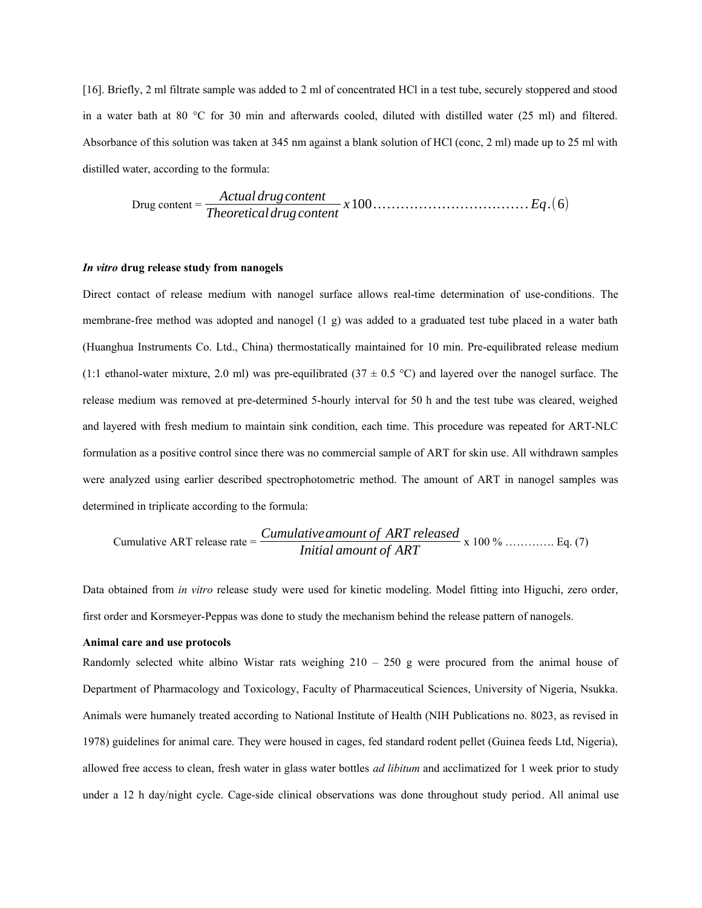[16]. Briefly, 2 ml filtrate sample was added to 2 ml of concentrated HCl in a test tube, securely stoppered and stood in a water bath at 80 °C for 30 min and afterwards cooled, diluted with distilled water (25 ml) and filtered. Absorbance of this solution was taken at 345 nm against a blank solution of HCl (conc, 2 ml) made up to 25 ml with distilled water, according to the formula:

$$\text{Drug content} = \frac{Actual\, drug\, content}{Theoretical\, drug\, content}\, x\, 100 \ldots\ldots\ldots\ldots\ldots\ldots\ldots\ldots\ldots\ldots\ldots Eq.(6)$$

### *In vitro* drug release study from nanogels

Direct contact of release medium with nanogel surface allows real-time determination of use-conditions. The membrane-free method was adopted and nanogel (1 g) was added to a graduated test tube placed in a water bath (Huanghua Instruments Co. Ltd., China) thermostatically maintained for 10 min. Pre-equilibrated release medium (1:1 ethanol-water mixture, 2.0 ml) was pre-equilibrated (37 ± 0.5 °C) and layered over the nanogel surface. The release medium was removed at pre-determined 5-hourly interval for 50 h and the test tube was cleared, weighed and layered with fresh medium to maintain sink condition, each time. This procedure was repeated for ART-NLC formulation as a positive control since there was no commercial sample of ART for skin use. All withdrawn samples were analyzed using earlier described spectrophotometric method. The amount of ART in nanogel samples was determined in triplicate according to the formula:

$$\text{Cumulative ART release rate} = \frac{Cumulative\, amount\, of\;\, ART\, released}{Initial\, amount\, of\;\, ART}\ \text{x}\ 100\ \% \ \ldots\ldots\ldots\ldots \text{Eq. (7)}$$

Data obtained from *in vitro* release study were used for kinetic modeling. Model fitting into Higuchi, zero order, first order and Korsmeyer-Peppas was done to study the mechanism behind the release pattern of nanogels.

### Animal care and use protocols

Randomly selected white albino Wistar rats weighing 210 – 250 g were procured from the animal house of Department of Pharmacology and Toxicology, Faculty of Pharmaceutical Sciences, University of Nigeria, Nsukka. Animals were humanely treated according to National Institute of Health (NIH Publications no. 8023, as revised in 1978) guidelines for animal care. They were housed in cages, fed standard rodent pellet (Guinea feeds Ltd, Nigeria), allowed free access to clean, fresh water in glass water bottles *ad libitum* and acclimatized for 1 week prior to study under a 12 h day/night cycle. Cage-side clinical observations was done throughout study period. All animal use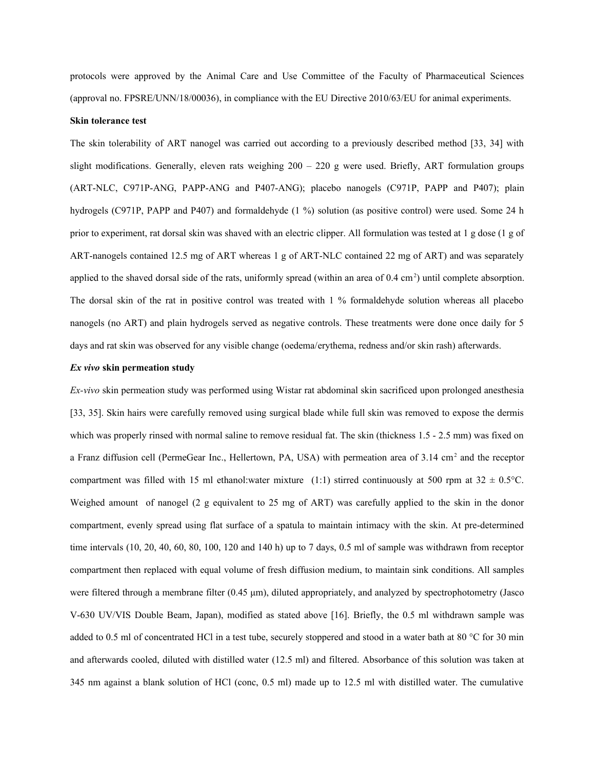protocols were approved by the Animal Care and Use Committee of the Faculty of Pharmaceutical Sciences (approval no. FPSRE/UNN/18/00036), in compliance with the EU Directive 2010/63/EU for animal experiments.

**Skin tolerance test**

The skin tolerability of ART nanogel was carried out according to a previously described method [33, 34] with slight modifications. Generally, eleven rats weighing 200 – 220 g were used. Briefly, ART formulation groups (ART-NLC, C971P-ANG, PAPP-ANG and P407-ANG); placebo nanogels (C971P, PAPP and P407); plain hydrogels (C971P, PAPP and P407) and formaldehyde (1 %) solution (as positive control) were used. Some 24 h prior to experiment, rat dorsal skin was shaved with an electric clipper. All formulation was tested at 1 g dose (1 g of ART-nanogels contained 12.5 mg of ART whereas 1 g of ART-NLC contained 22 mg of ART) and was separately applied to the shaved dorsal side of the rats, uniformly spread (within an area of 0.4 $cm^2$) until complete absorption. The dorsal skin of the rat in positive control was treated with 1 % formaldehyde solution whereas all placebo nanogels (no ART) and plain hydrogels served as negative controls. These treatments were done once daily for 5 days and rat skin was observed for any visible change (oedema/erythema, redness and/or skin rash) afterwards.

***Ex vivo* skin permeation study**

*Ex-vivo* skin permeation study was performed using Wistar rat abdominal skin sacrificed upon prolonged anesthesia [33, 35]. Skin hairs were carefully removed using surgical blade while full skin was removed to expose the dermis which was properly rinsed with normal saline to remove residual fat. The skin (thickness 1.5 - 2.5 mm) was fixed on a Franz diffusion cell (PermeGear Inc., Hellertown, PA, USA) with permeation area of 3.14 $cm^2$ and the receptor compartment was filled with 15 ml ethanol:water mixture (1:1) stirred continuously at 500 rpm at 32 ± 0.5°C. Weighed amount of nanogel (2 g equivalent to 25 mg of ART) was carefully applied to the skin in the donor compartment, evenly spread using flat surface of a spatula to maintain intimacy with the skin. At pre-determined time intervals (10, 20, 40, 60, 80, 100, 120 and 140 h) up to 7 days, 0.5 ml of sample was withdrawn from receptor compartment then replaced with equal volume of fresh diffusion medium, to maintain sink conditions. All samples were filtered through a membrane filter (0.45 μm), diluted appropriately, and analyzed by spectrophotometry (Jasco V-630 UV/VIS Double Beam, Japan), modified as stated above [16]. Briefly, the 0.5 ml withdrawn sample was added to 0.5 ml of concentrated HCl in a test tube, securely stoppered and stood in a water bath at 80 °C for 30 min and afterwards cooled, diluted with distilled water (12.5 ml) and filtered. Absorbance of this solution was taken at 345 nm against a blank solution of HCl (conc, 0.5 ml) made up to 12.5 ml with distilled water. The cumulative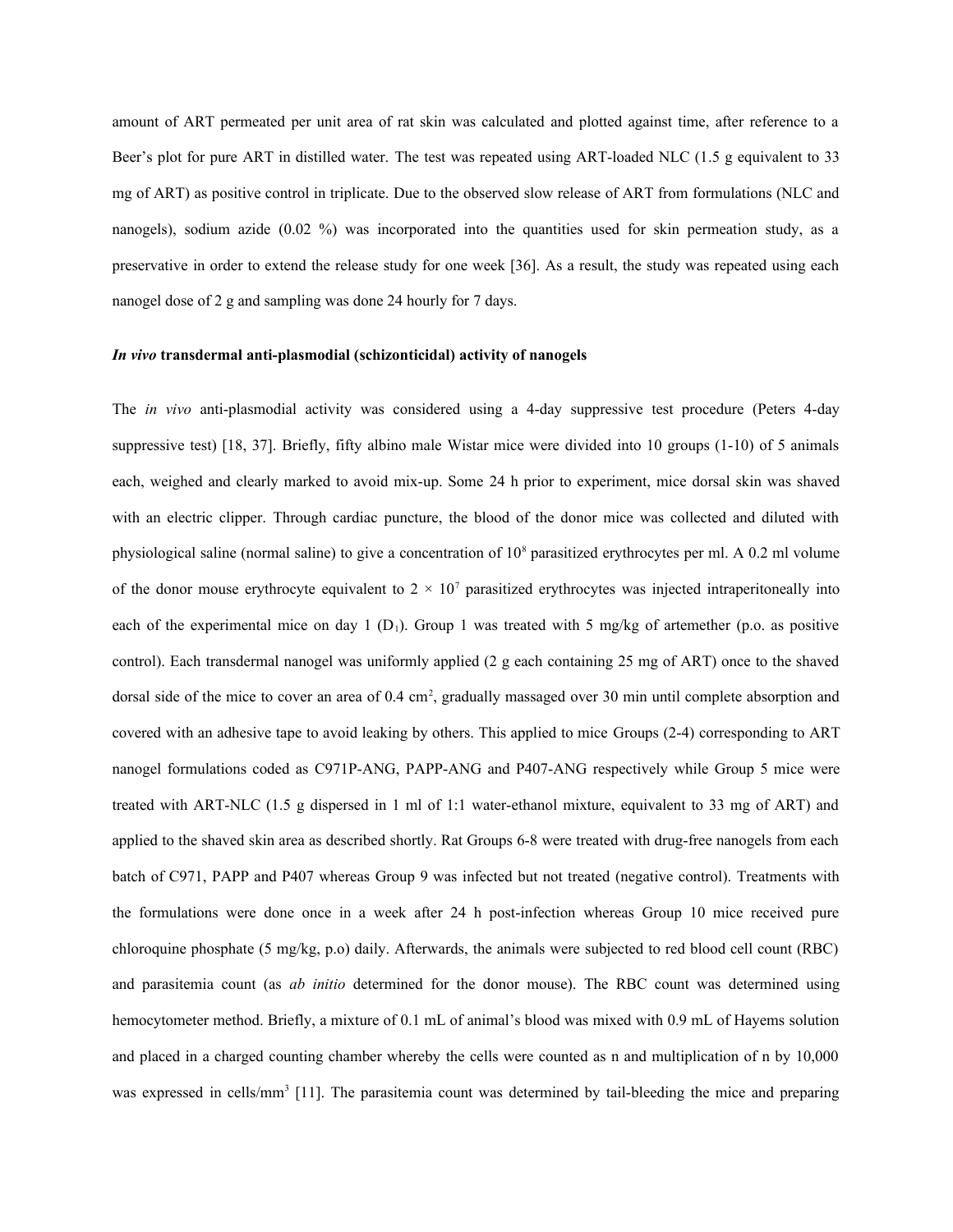amount of ART permeated per unit area of rat skin was calculated and plotted against time, after reference to a Beer's plot for pure ART in distilled water. The test was repeated using ART-loaded NLC (1.5 g equivalent to 33 mg of ART) as positive control in triplicate. Due to the observed slow release of ART from formulations (NLC and nanogels), sodium azide (0.02 %) was incorporated into the quantities used for skin permeation study, as a preservative in order to extend the release study for one week [36]. As a result, the study was repeated using each nanogel dose of 2 g and sampling was done 24 hourly for 7 days.

### *In vivo* transdermal anti-plasmodial (schizonticidal) activity of nanogels

The *in vivo* anti-plasmodial activity was considered using a 4-day suppressive test procedure (Peters 4-day suppressive test) [18, 37]. Briefly, fifty albino male Wistar mice were divided into 10 groups (1-10) of 5 animals each, weighed and clearly marked to avoid mix-up. Some 24 h prior to experiment, mice dorsal skin was shaved with an electric clipper. Through cardiac puncture, the blood of the donor mice was collected and diluted with physiological saline (normal saline) to give a concentration of $10^8$ parasitized erythrocytes per ml. A 0.2 ml volume of the donor mouse erythrocyte equivalent to $2 \times 10^7$ parasitized erythrocytes was injected intraperitoneally into each of the experimental mice on day 1 ($D_1$). Group 1 was treated with 5 mg/kg of artemether (p.o. as positive control). Each transdermal nanogel was uniformly applied (2 g each containing 25 mg of ART) once to the shaved dorsal side of the mice to cover an area of 0.4 $cm^2$, gradually massaged over 30 min until complete absorption and covered with an adhesive tape to avoid leaking by others. This applied to mice Groups (2-4) corresponding to ART nanogel formulations coded as C971P-ANG, PAPP-ANG and P407-ANG respectively while Group 5 mice were treated with ART-NLC (1.5 g dispersed in 1 ml of 1:1 water-ethanol mixture, equivalent to 33 mg of ART) and applied to the shaved skin area as described shortly. Rat Groups 6-8 were treated with drug-free nanogels from each batch of C971, PAPP and P407 whereas Group 9 was infected but not treated (negative control). Treatments with the formulations were done once in a week after 24 h post-infection whereas Group 10 mice received pure chloroquine phosphate (5 mg/kg, p.o) daily. Afterwards, the animals were subjected to red blood cell count (RBC) and parasitemia count (as *ab initio* determined for the donor mouse). The RBC count was determined using hemocytometer method. Briefly, a mixture of 0.1 mL of animal's blood was mixed with 0.9 mL of Hayems solution and placed in a charged counting chamber whereby the cells were counted as n and multiplication of n by 10,000 was expressed in cells/$mm^3$ [11]. The parasitemia count was determined by tail-bleeding the mice and preparing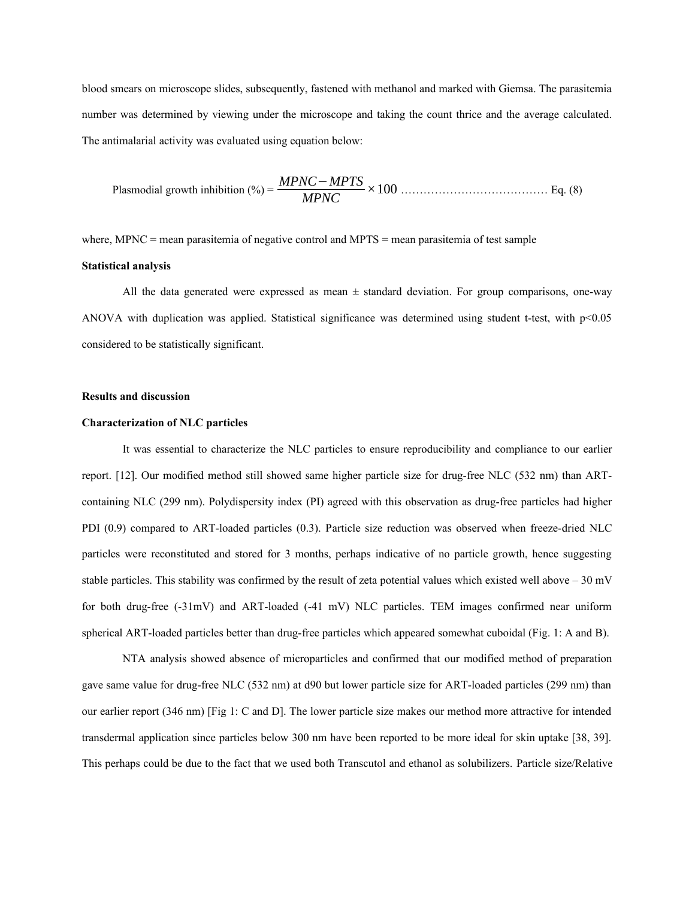blood smears on microscope slides, subsequently, fastened with methanol and marked with Giemsa. The parasitemia number was determined by viewing under the microscope and taking the count thrice and the average calculated. The antimalarial activity was evaluated using equation below:

$$\text{Plasmodial growth inhibition (\%)} = \frac{MPNC - MPTS}{MPNC} \times 100 \quad \text{Eq. (8)}$$

where, MPNC = mean parasitemia of negative control and MPTS = mean parasitemia of test sample

**Statistical analysis**

All the data generated were expressed as mean ± standard deviation. For group comparisons, one-way ANOVA with duplication was applied. Statistical significance was determined using student t-test, with $p<0.05$ considered to be statistically significant.

## Results and discussion

**Characterization of NLC particles**

It was essential to characterize the NLC particles to ensure reproducibility and compliance to our earlier report. [12]. Our modified method still showed same higher particle size for drug-free NLC (532 nm) than ART-containing NLC (299 nm). Polydispersity index (PI) agreed with this observation as drug-free particles had higher PDI (0.9) compared to ART-loaded particles (0.3). Particle size reduction was observed when freeze-dried NLC particles were reconstituted and stored for 3 months, perhaps indicative of no particle growth, hence suggesting stable particles. This stability was confirmed by the result of zeta potential values which existed well above – 30 mV for both drug-free (-31mV) and ART-loaded (-41 mV) NLC particles. TEM images confirmed near uniform spherical ART-loaded particles better than drug-free particles which appeared somewhat cuboidal (Fig. 1: A and B).

NTA analysis showed absence of microparticles and confirmed that our modified method of preparation gave same value for drug-free NLC (532 nm) at d90 but lower particle size for ART-loaded particles (299 nm) than our earlier report (346 nm) [Fig 1: C and D]. The lower particle size makes our method more attractive for intended transdermal application since particles below 300 nm have been reported to be more ideal for skin uptake [38, 39]. This perhaps could be due to the fact that we used both Transcutol and ethanol as solubilizers. Particle size/Relative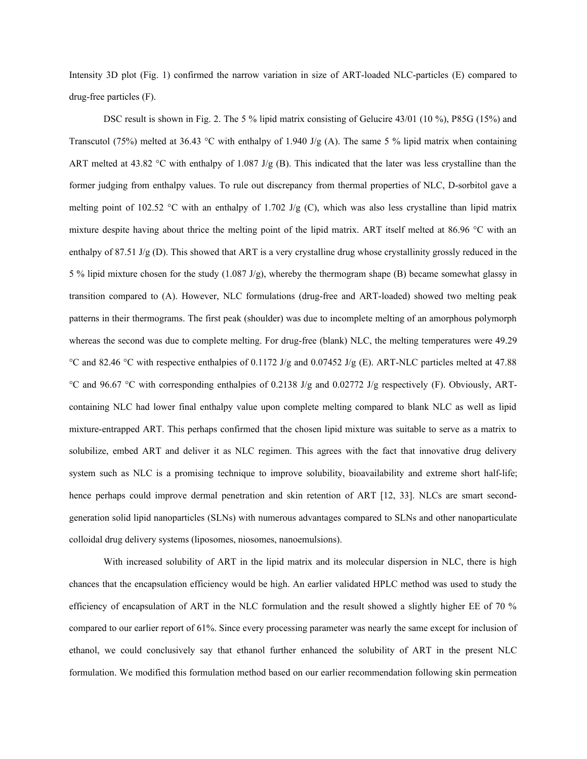Intensity 3D plot (Fig. 1) confirmed the narrow variation in size of ART-loaded NLC-particles (E) compared to drug-free particles (F).

DSC result is shown in Fig. 2. The 5 % lipid matrix consisting of Gelucire 43/01 (10 %), P85G (15%) and Transcutol (75%) melted at 36.43 °C with enthalpy of 1.940 J/g (A). The same 5 % lipid matrix when containing ART melted at 43.82 °C with enthalpy of 1.087 J/g (B). This indicated that the later was less crystalline than the former judging from enthalpy values. To rule out discrepancy from thermal properties of NLC, D-sorbitol gave a melting point of 102.52 °C with an enthalpy of 1.702 J/g (C), which was also less crystalline than lipid matrix mixture despite having about thrice the melting point of the lipid matrix. ART itself melted at 86.96 °C with an enthalpy of 87.51 J/g (D). This showed that ART is a very crystalline drug whose crystallinity grossly reduced in the 5 % lipid mixture chosen for the study (1.087 J/g), whereby the thermogram shape (B) became somewhat glassy in transition compared to (A). However, NLC formulations (drug-free and ART-loaded) showed two melting peak patterns in their thermograms. The first peak (shoulder) was due to incomplete melting of an amorphous polymorph whereas the second was due to complete melting. For drug-free (blank) NLC, the melting temperatures were 49.29 °C and 82.46 °C with respective enthalpies of 0.1172 J/g and 0.07452 J/g (E). ART-NLC particles melted at 47.88 °C and 96.67 °C with corresponding enthalpies of 0.2138 J/g and 0.02772 J/g respectively (F). Obviously, ART-containing NLC had lower final enthalpy value upon complete melting compared to blank NLC as well as lipid mixture-entrapped ART. This perhaps confirmed that the chosen lipid mixture was suitable to serve as a matrix to solubilize, embed ART and deliver it as NLC regimen. This agrees with the fact that innovative drug delivery system such as NLC is a promising technique to improve solubility, bioavailability and extreme short half-life; hence perhaps could improve dermal penetration and skin retention of ART [12, 33]. NLCs are smart second-generation solid lipid nanoparticles (SLNs) with numerous advantages compared to SLNs and other nanoparticulate colloidal drug delivery systems (liposomes, niosomes, nanoemulsions).

With increased solubility of ART in the lipid matrix and its molecular dispersion in NLC, there is high chances that the encapsulation efficiency would be high. An earlier validated HPLC method was used to study the efficiency of encapsulation of ART in the NLC formulation and the result showed a slightly higher EE of 70 % compared to our earlier report of 61%. Since every processing parameter was nearly the same except for inclusion of ethanol, we could conclusively say that ethanol further enhanced the solubility of ART in the present NLC formulation. We modified this formulation method based on our earlier recommendation following skin permeation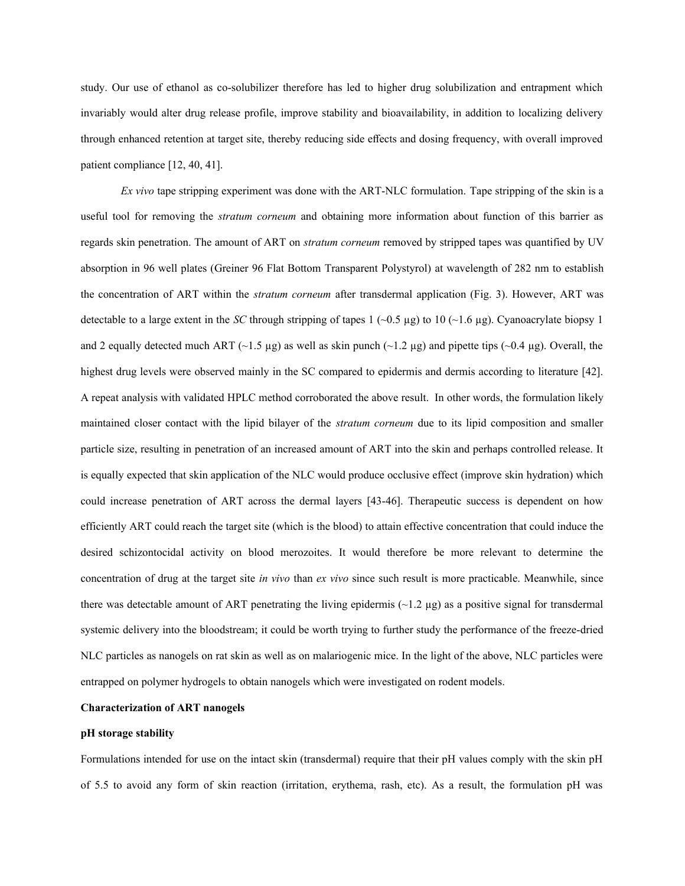study. Our use of ethanol as co-solubilizer therefore has led to higher drug solubilization and entrapment which invariably would alter drug release profile, improve stability and bioavailability, in addition to localizing delivery through enhanced retention at target site, thereby reducing side effects and dosing frequency, with overall improved patient compliance [12, 40, 41].

*Ex vivo* tape stripping experiment was done with the ART-NLC formulation. Tape stripping of the skin is a useful tool for removing the *stratum corneum* and obtaining more information about function of this barrier as regards skin penetration. The amount of ART on *stratum corneum* removed by stripped tapes was quantified by UV absorption in 96 well plates (Greiner 96 Flat Bottom Transparent Polystyrol) at wavelength of 282 nm to establish the concentration of ART within the *stratum corneum* after transdermal application (Fig. 3). However, ART was detectable to a large extent in the *SC* through stripping of tapes 1 (~0.5 µg) to 10 (~1.6 µg). Cyanoacrylate biopsy 1 and 2 equally detected much ART (~1.5 µg) as well as skin punch (~1.2 µg) and pipette tips (~0.4 µg). Overall, the highest drug levels were observed mainly in the SC compared to epidermis and dermis according to literature [42]. A repeat analysis with validated HPLC method corroborated the above result. In other words, the formulation likely maintained closer contact with the lipid bilayer of the *stratum corneum* due to its lipid composition and smaller particle size, resulting in penetration of an increased amount of ART into the skin and perhaps controlled release. It is equally expected that skin application of the NLC would produce occlusive effect (improve skin hydration) which could increase penetration of ART across the dermal layers [43-46]. Therapeutic success is dependent on how efficiently ART could reach the target site (which is the blood) to attain effective concentration that could induce the desired schizontocidal activity on blood merozoites. It would therefore be more relevant to determine the concentration of drug at the target site *in vivo* than *ex vivo* since such result is more practicable. Meanwhile, since there was detectable amount of ART penetrating the living epidermis (~1.2 µg) as a positive signal for transdermal systemic delivery into the bloodstream; it could be worth trying to further study the performance of the freeze-dried NLC particles as nanogels on rat skin as well as on malariogenic mice. In the light of the above, NLC particles were entrapped on polymer hydrogels to obtain nanogels which were investigated on rodent models.

**Characterization of ART nanogels**

**pH storage stability**

Formulations intended for use on the intact skin (transdermal) require that their pH values comply with the skin pH of 5.5 to avoid any form of skin reaction (irritation, erythema, rash, etc). As a result, the formulation pH was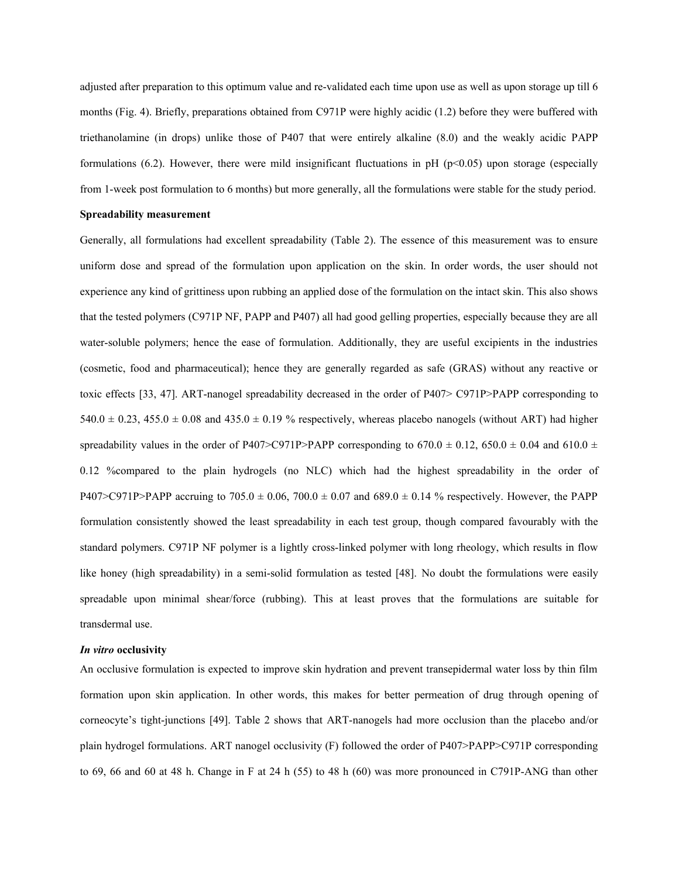adjusted after preparation to this optimum value and re-validated each time upon use as well as upon storage up till 6 months (Fig. 4). Briefly, preparations obtained from C971P were highly acidic (1.2) before they were buffered with triethanolamine (in drops) unlike those of P407 that were entirely alkaline (8.0) and the weakly acidic PAPP formulations (6.2). However, there were mild insignificant fluctuations in pH ($p<0.05$) upon storage (especially from 1-week post formulation to 6 months) but more generally, all the formulations were stable for the study period.

**Spreadability measurement**

Generally, all formulations had excellent spreadability (Table 2). The essence of this measurement was to ensure uniform dose and spread of the formulation upon application on the skin. In order words, the user should not experience any kind of grittiness upon rubbing an applied dose of the formulation on the intact skin. This also shows that the tested polymers (C971P NF, PAPP and P407) all had good gelling properties, especially because they are all water-soluble polymers; hence the ease of formulation. Additionally, they are useful excipients in the industries (cosmetic, food and pharmaceutical); hence they are generally regarded as safe (GRAS) without any reactive or toxic effects [33, 47]. ART-nanogel spreadability decreased in the order of P407> C971P>PAPP corresponding to 540.0 ± 0.23, 455.0 ± 0.08 and 435.0 ± 0.19 % respectively, whereas placebo nanogels (without ART) had higher spreadability values in the order of P407>C971P>PAPP corresponding to 670.0 ± 0.12, 650.0 ± 0.04 and 610.0 ± 0.12 %compared to the plain hydrogels (no NLC) which had the highest spreadability in the order of P407>C971P>PAPP accruing to 705.0 ± 0.06, 700.0 ± 0.07 and 689.0 ± 0.14 % respectively. However, the PAPP formulation consistently showed the least spreadability in each test group, though compared favourably with the standard polymers. C971P NF polymer is a lightly cross-linked polymer with long rheology, which results in flow like honey (high spreadability) in a semi-solid formulation as tested [48]. No doubt the formulations were easily spreadable upon minimal shear/force (rubbing). This at least proves that the formulations are suitable for transdermal use.

***In vitro* occlusivity**

An occlusive formulation is expected to improve skin hydration and prevent transepidermal water loss by thin film formation upon skin application. In other words, this makes for better permeation of drug through opening of corneocyte's tight-junctions [49]. Table 2 shows that ART-nanogels had more occlusion than the placebo and/or plain hydrogel formulations. ART nanogel occlusivity (F) followed the order of P407>PAPP>C971P corresponding to 69, 66 and 60 at 48 h. Change in F at 24 h (55) to 48 h (60) was more pronounced in C791P-ANG than other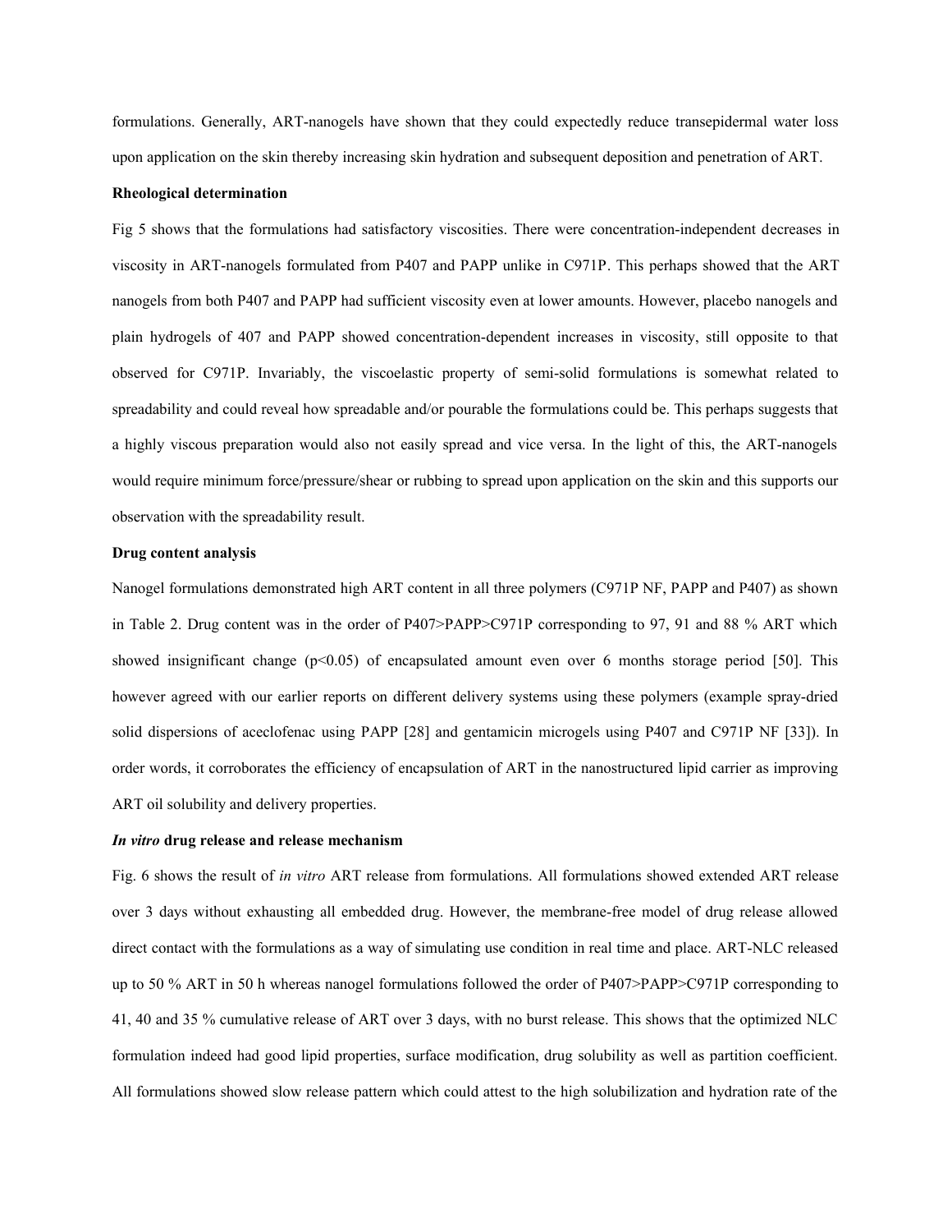formulations. Generally, ART-nanogels have shown that they could expectedly reduce transepidermal water loss upon application on the skin thereby increasing skin hydration and subsequent deposition and penetration of ART.

**Rheological determination**

Fig 5 shows that the formulations had satisfactory viscosities. There were concentration-independent decreases in viscosity in ART-nanogels formulated from P407 and PAPP unlike in C971P. This perhaps showed that the ART nanogels from both P407 and PAPP had sufficient viscosity even at lower amounts. However, placebo nanogels and plain hydrogels of 407 and PAPP showed concentration-dependent increases in viscosity, still opposite to that observed for C971P. Invariably, the viscoelastic property of semi-solid formulations is somewhat related to spreadability and could reveal how spreadable and/or pourable the formulations could be. This perhaps suggests that a highly viscous preparation would also not easily spread and vice versa. In the light of this, the ART-nanogels would require minimum force/pressure/shear or rubbing to spread upon application on the skin and this supports our observation with the spreadability result.

**Drug content analysis**

Nanogel formulations demonstrated high ART content in all three polymers (C971P NF, PAPP and P407) as shown in Table 2. Drug content was in the order of P407>PAPP>C971P corresponding to 97, 91 and 88 % ART which showed insignificant change ($p<0.05$) of encapsulated amount even over 6 months storage period [50]. This however agreed with our earlier reports on different delivery systems using these polymers (example spray-dried solid dispersions of aceclofenac using PAPP [28] and gentamicin microgels using P407 and C971P NF [33]). In order words, it corroborates the efficiency of encapsulation of ART in the nanostructured lipid carrier as improving ART oil solubility and delivery properties.

***In vitro* drug release and release mechanism**

Fig. 6 shows the result of *in vitro* ART release from formulations. All formulations showed extended ART release over 3 days without exhausting all embedded drug. However, the membrane-free model of drug release allowed direct contact with the formulations as a way of simulating use condition in real time and place. ART-NLC released up to 50 % ART in 50 h whereas nanogel formulations followed the order of P407>PAPP>C971P corresponding to 41, 40 and 35 % cumulative release of ART over 3 days, with no burst release. This shows that the optimized NLC formulation indeed had good lipid properties, surface modification, drug solubility as well as partition coefficient. All formulations showed slow release pattern which could attest to the high solubilization and hydration rate of the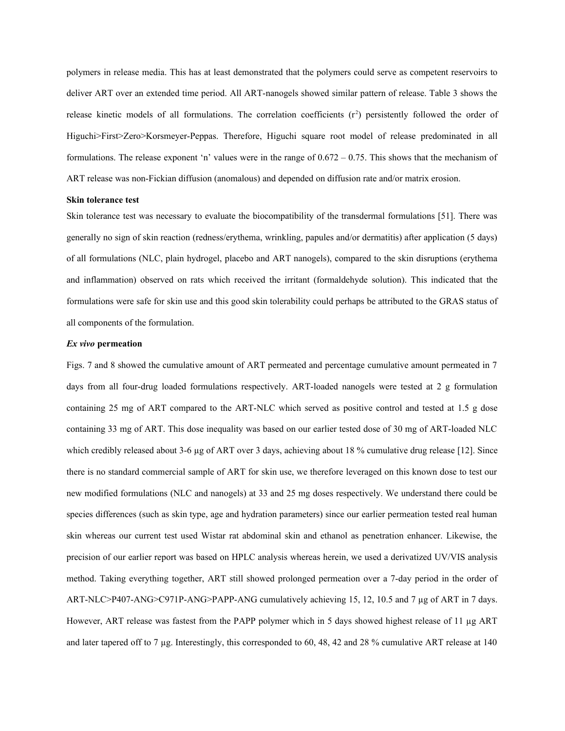polymers in release media. This has at least demonstrated that the polymers could serve as competent reservoirs to deliver ART over an extended time period. All ART-nanogels showed similar pattern of release. Table 3 shows the release kinetic models of all formulations. The correlation coefficients ($r^2$) persistently followed the order of Higuchi>First>Zero>Korsmeyer-Peppas. Therefore, Higuchi square root model of release predominated in all formulations. The release exponent 'n' values were in the range of 0.672 – 0.75. This shows that the mechanism of ART release was non-Fickian diffusion (anomalous) and depended on diffusion rate and/or matrix erosion.

**Skin tolerance test**

Skin tolerance test was necessary to evaluate the biocompatibility of the transdermal formulations [51]. There was generally no sign of skin reaction (redness/erythema, wrinkling, papules and/or dermatitis) after application (5 days) of all formulations (NLC, plain hydrogel, placebo and ART nanogels), compared to the skin disruptions (erythema and inflammation) observed on rats which received the irritant (formaldehyde solution). This indicated that the formulations were safe for skin use and this good skin tolerability could perhaps be attributed to the GRAS status of all components of the formulation.

***Ex vivo* permeation**

Figs. 7 and 8 showed the cumulative amount of ART permeated and percentage cumulative amount permeated in 7 days from all four-drug loaded formulations respectively. ART-loaded nanogels were tested at 2 g formulation containing 25 mg of ART compared to the ART-NLC which served as positive control and tested at 1.5 g dose containing 33 mg of ART. This dose inequality was based on our earlier tested dose of 30 mg of ART-loaded NLC which credibly released about 3-6 µg of ART over 3 days, achieving about 18 % cumulative drug release [12]. Since there is no standard commercial sample of ART for skin use, we therefore leveraged on this known dose to test our new modified formulations (NLC and nanogels) at 33 and 25 mg doses respectively. We understand there could be species differences (such as skin type, age and hydration parameters) since our earlier permeation tested real human skin whereas our current test used Wistar rat abdominal skin and ethanol as penetration enhancer. Likewise, the precision of our earlier report was based on HPLC analysis whereas herein, we used a derivatized UV/VIS analysis method. Taking everything together, ART still showed prolonged permeation over a 7-day period in the order of ART-NLC>P407-ANG>C971P-ANG>PAPP-ANG cumulatively achieving 15, 12, 10.5 and 7 µg of ART in 7 days. However, ART release was fastest from the PAPP polymer which in 5 days showed highest release of 11 µg ART and later tapered off to 7 µg. Interestingly, this corresponded to 60, 48, 42 and 28 % cumulative ART release at 140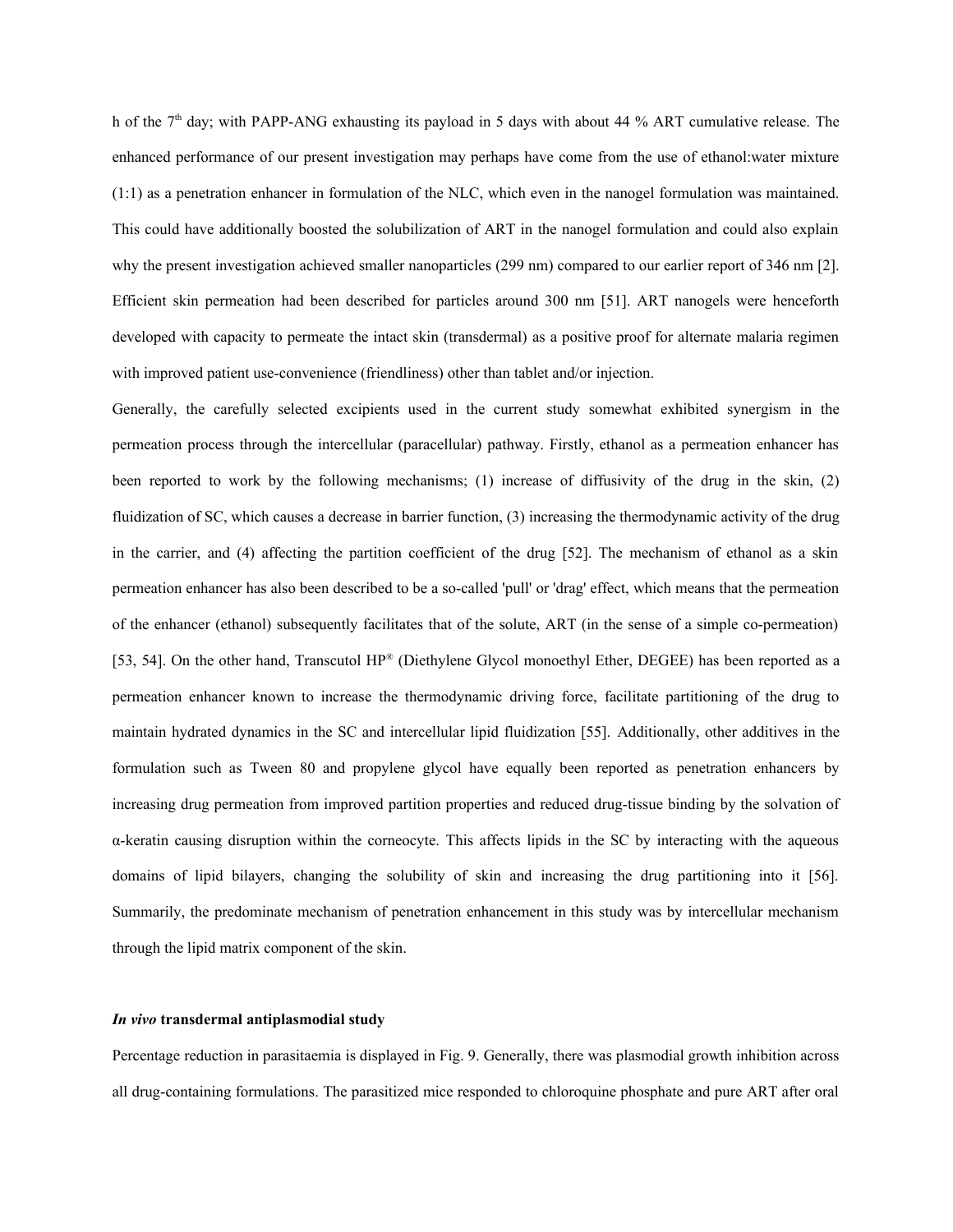h of the 7th day; with PAPP-ANG exhausting its payload in 5 days with about 44 % ART cumulative release. The enhanced performance of our present investigation may perhaps have come from the use of ethanol:water mixture (1:1) as a penetration enhancer in formulation of the NLC, which even in the nanogel formulation was maintained. This could have additionally boosted the solubilization of ART in the nanogel formulation and could also explain why the present investigation achieved smaller nanoparticles (299 nm) compared to our earlier report of 346 nm [2]. Efficient skin permeation had been described for particles around 300 nm [51]. ART nanogels were henceforth developed with capacity to permeate the intact skin (transdermal) as a positive proof for alternate malaria regimen with improved patient use-convenience (friendliness) other than tablet and/or injection.

Generally, the carefully selected excipients used in the current study somewhat exhibited synergism in the permeation process through the intercellular (paracellular) pathway. Firstly, ethanol as a permeation enhancer has been reported to work by the following mechanisms; (1) increase of diffusivity of the drug in the skin, (2) fluidization of SC, which causes a decrease in barrier function, (3) increasing the thermodynamic activity of the drug in the carrier, and (4) affecting the partition coefficient of the drug [52]. The mechanism of ethanol as a skin permeation enhancer has also been described to be a so-called 'pull' or 'drag' effect, which means that the permeation of the enhancer (ethanol) subsequently facilitates that of the solute, ART (in the sense of a simple co-permeation) [53, 54]. On the other hand, Transcutol HP® (Diethylene Glycol monoethyl Ether, DEGEE) has been reported as a permeation enhancer known to increase the thermodynamic driving force, facilitate partitioning of the drug to maintain hydrated dynamics in the SC and intercellular lipid fluidization [55]. Additionally, other additives in the formulation such as Tween 80 and propylene glycol have equally been reported as penetration enhancers by increasing drug permeation from improved partition properties and reduced drug-tissue binding by the solvation of α-keratin causing disruption within the corneocyte. This affects lipids in the SC by interacting with the aqueous domains of lipid bilayers, changing the solubility of skin and increasing the drug partitioning into it [56]. Summarily, the predominate mechanism of penetration enhancement in this study was by intercellular mechanism through the lipid matrix component of the skin.

### *In vivo* transdermal antiplasmodial study

Percentage reduction in parasitaemia is displayed in Fig. 9. Generally, there was plasmodial growth inhibition across all drug-containing formulations. The parasitized mice responded to chloroquine phosphate and pure ART after oral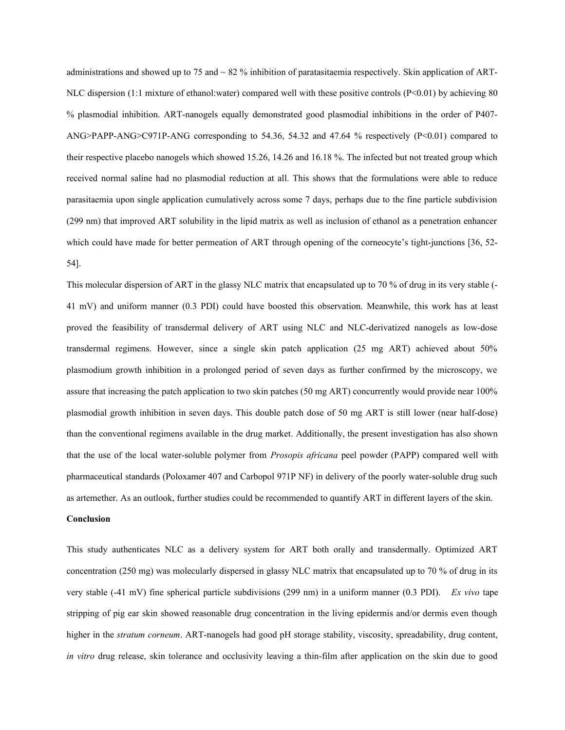administrations and showed up to 75 and ~ 82 % inhibition of paratasitaemia respectively. Skin application of ART-NLC dispersion (1:1 mixture of ethanol:water) compared well with these positive controls ($P<0.01$) by achieving 80 % plasmodial inhibition. ART-nanogels equally demonstrated good plasmodial inhibitions in the order of P407-ANG>PAPP-ANG>C971P-ANG corresponding to 54.36, 54.32 and 47.64 % respectively ($P<0.01$) compared to their respective placebo nanogels which showed 15.26, 14.26 and 16.18 %. The infected but not treated group which received normal saline had no plasmodial reduction at all. This shows that the formulations were able to reduce parasitaemia upon single application cumulatively across some 7 days, perhaps due to the fine particle subdivision (299 nm) that improved ART solubility in the lipid matrix as well as inclusion of ethanol as a penetration enhancer which could have made for better permeation of ART through opening of the corneocyte's tight-junctions [36, 52-54].

This molecular dispersion of ART in the glassy NLC matrix that encapsulated up to 70 % of drug in its very stable (-41 mV) and uniform manner (0.3 PDI) could have boosted this observation. Meanwhile, this work has at least proved the feasibility of transdermal delivery of ART using NLC and NLC-derivatized nanogels as low-dose transdermal regimens. However, since a single skin patch application (25 mg ART) achieved about 50% plasmodium growth inhibition in a prolonged period of seven days as further confirmed by the microscopy, we assure that increasing the patch application to two skin patches (50 mg ART) concurrently would provide near 100% plasmodial growth inhibition in seven days. This double patch dose of 50 mg ART is still lower (near half-dose) than the conventional regimens available in the drug market. Additionally, the present investigation has also shown that the use of the local water-soluble polymer from *Prosopis africana* peel powder (PAPP) compared well with pharmaceutical standards (Poloxamer 407 and Carbopol 971P NF) in delivery of the poorly water-soluble drug such as artemether. As an outlook, further studies could be recommended to quantify ART in different layers of the skin.

**Conclusion**

This study authenticates NLC as a delivery system for ART both orally and transdermally. Optimized ART concentration (250 mg) was molecularly dispersed in glassy NLC matrix that encapsulated up to 70 % of drug in its very stable (-41 mV) fine spherical particle subdivisions (299 nm) in a uniform manner (0.3 PDI). *Ex vivo* tape stripping of pig ear skin showed reasonable drug concentration in the living epidermis and/or dermis even though higher in the *stratum corneum*. ART-nanogels had good pH storage stability, viscosity, spreadability, drug content, *in vitro* drug release, skin tolerance and occlusivity leaving a thin-film after application on the skin due to good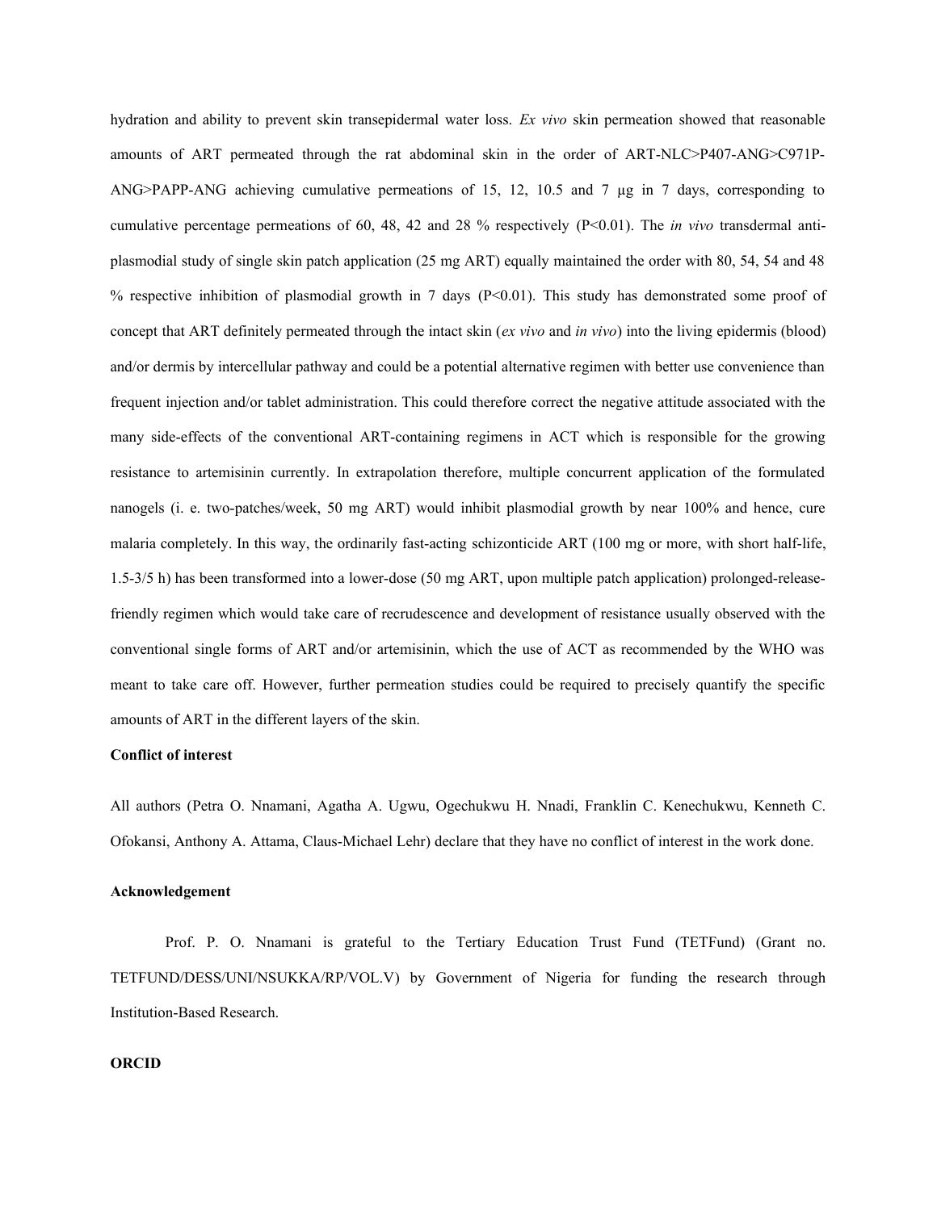hydration and ability to prevent skin transepidermal water loss. *Ex vivo* skin permeation showed that reasonable amounts of ART permeated through the rat abdominal skin in the order of ART-NLC>P407-ANG>C971P-ANG>PAPP-ANG achieving cumulative permeations of 15, 12, 10.5 and 7 µg in 7 days, corresponding to cumulative percentage permeations of 60, 48, 42 and 28 % respectively ($P<0.01$). The *in vivo* transdermal anti-plasmodial study of single skin patch application (25 mg ART) equally maintained the order with 80, 54, 54 and 48 % respective inhibition of plasmodial growth in 7 days ($P<0.01$). This study has demonstrated some proof of concept that ART definitely permeated through the intact skin (*ex vivo* and *in vivo*) into the living epidermis (blood) and/or dermis by intercellular pathway and could be a potential alternative regimen with better use convenience than frequent injection and/or tablet administration. This could therefore correct the negative attitude associated with the many side-effects of the conventional ART-containing regimens in ACT which is responsible for the growing resistance to artemisinin currently. In extrapolation therefore, multiple concurrent application of the formulated nanogels (i. e. two-patches/week, 50 mg ART) would inhibit plasmodial growth by near 100% and hence, cure malaria completely. In this way, the ordinarily fast-acting schizonticide ART (100 mg or more, with short half-life, 1.5-3/5 h) has been transformed into a lower-dose (50 mg ART, upon multiple patch application) prolonged-release-friendly regimen which would take care of recrudescence and development of resistance usually observed with the conventional single forms of ART and/or artemisinin, which the use of ACT as recommended by the WHO was meant to take care off. However, further permeation studies could be required to precisely quantify the specific amounts of ART in the different layers of the skin.

**Conflict of interest**

All authors (Petra O. Nnamani, Agatha A. Ugwu, Ogechukwu H. Nnadi, Franklin C. Kenechukwu, Kenneth C. Ofokansi, Anthony A. Attama, Claus-Michael Lehr) declare that they have no conflict of interest in the work done.

**Acknowledgement**

Prof. P. O. Nnamani is grateful to the Tertiary Education Trust Fund (TETFund) (Grant no. TETFUND/DESS/UNI/NSUKKA/RP/VOL.V) by Government of Nigeria for funding the research through Institution-Based Research.

**ORCID**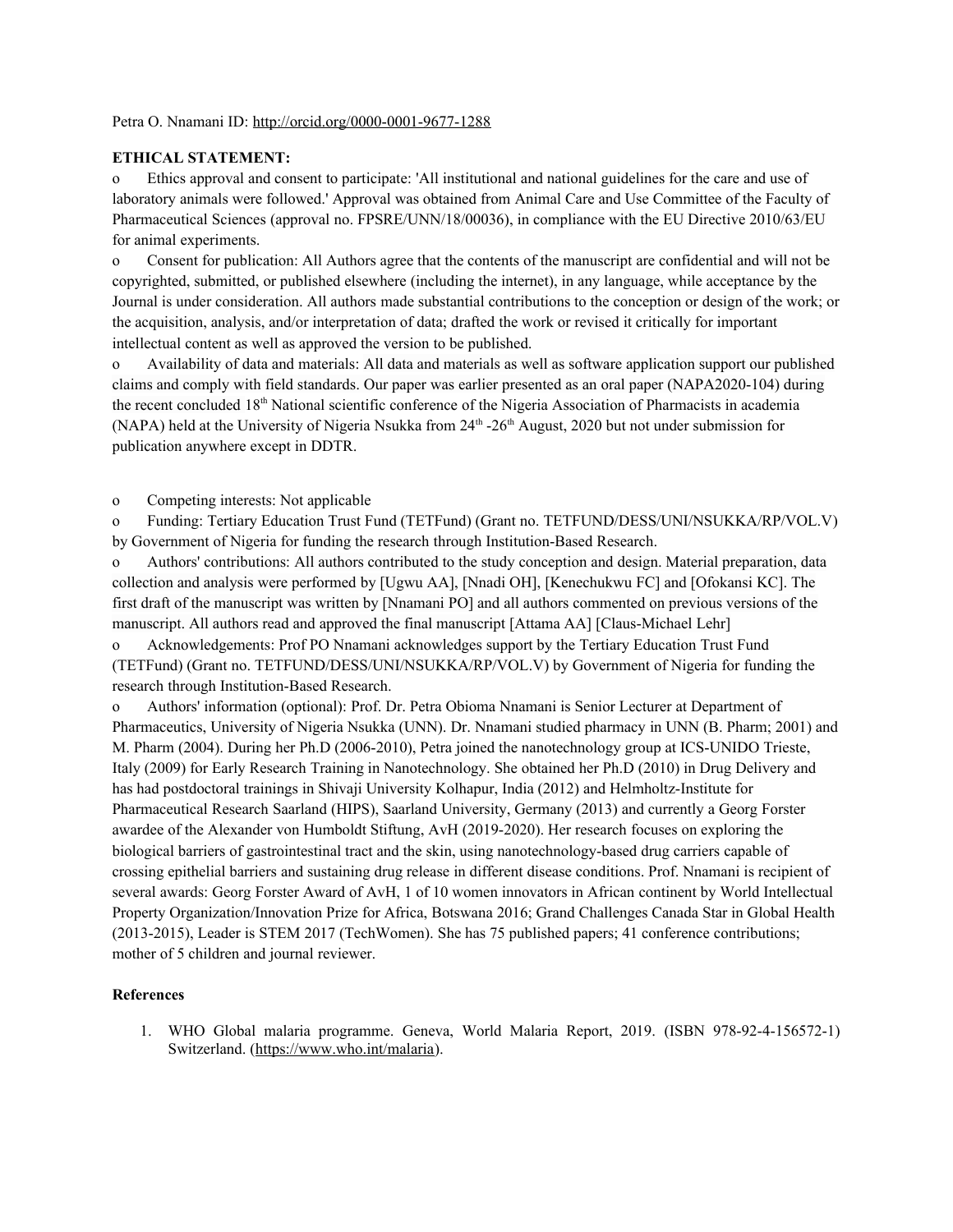Petra O. Nnamani ID: http://orcid.org/0000-0001-9677-1288

**ETHICAL STATEMENT:**

- Ethics approval and consent to participate: 'All institutional and national guidelines for the care and use of laboratory animals were followed.' Approval was obtained from Animal Care and Use Committee of the Faculty of Pharmaceutical Sciences (approval no. FPSRE/UNN/18/00036), in compliance with the EU Directive 2010/63/EU for animal experiments.
- Consent for publication: All Authors agree that the contents of the manuscript are confidential and will not be copyrighted, submitted, or published elsewhere (including the internet), in any language, while acceptance by the Journal is under consideration. All authors made substantial contributions to the conception or design of the work; or the acquisition, analysis, and/or interpretation of data; drafted the work or revised it critically for important intellectual content as well as approved the version to be published.
- Availability of data and materials: All data and materials as well as software application support our published claims and comply with field standards. Our paper was earlier presented as an oral paper (NAPA2020-104) during the recent concluded 18th National scientific conference of the Nigeria Association of Pharmacists in academia (NAPA) held at the University of Nigeria Nsukka from 24th -26th August, 2020 but not under submission for publication anywhere except in DDTR.

- Competing interests: Not applicable
- Funding: Tertiary Education Trust Fund (TETFund) (Grant no. TETFUND/DESS/UNI/NSUKKA/RP/VOL.V) by Government of Nigeria for funding the research through Institution-Based Research.
- Authors' contributions: All authors contributed to the study conception and design. Material preparation, data collection and analysis were performed by [Ugwu AA], [Nnadi OH], [Kenechukwu FC] and [Ofokansi KC]. The first draft of the manuscript was written by [Nnamani PO] and all authors commented on previous versions of the manuscript. All authors read and approved the final manuscript [Attama AA] [Claus-Michael Lehr]
- Acknowledgements: Prof PO Nnamani acknowledges support by the Tertiary Education Trust Fund (TETFund) (Grant no. TETFUND/DESS/UNI/NSUKKA/RP/VOL.V) by Government of Nigeria for funding the research through Institution-Based Research.
- Authors' information (optional): Prof. Dr. Petra Obioma Nnamani is Senior Lecturer at Department of Pharmaceutics, University of Nigeria Nsukka (UNN). Dr. Nnamani studied pharmacy in UNN (B. Pharm; 2001) and M. Pharm (2004). During her Ph.D (2006-2010), Petra joined the nanotechnology group at ICS-UNIDO Trieste, Italy (2009) for Early Research Training in Nanotechnology. She obtained her Ph.D (2010) in Drug Delivery and has had postdoctoral trainings in Shivaji University Kolhapur, India (2012) and Helmholtz-Institute for Pharmaceutical Research Saarland (HIPS), Saarland University, Germany (2013) and currently a Georg Forster awardee of the Alexander von Humboldt Stiftung, AvH (2019-2020). Her research focuses on exploring the biological barriers of gastrointestinal tract and the skin, using nanotechnology-based drug carriers capable of crossing epithelial barriers and sustaining drug release in different disease conditions. Prof. Nnamani is recipient of several awards: Georg Forster Award of AvH, 1 of 10 women innovators in African continent by World Intellectual Property Organization/Innovation Prize for Africa, Botswana 2016; Grand Challenges Canada Star in Global Health (2013-2015), Leader is STEM 2017 (TechWomen). She has 75 published papers; 41 conference contributions; mother of 5 children and journal reviewer.

**References**

1. WHO Global malaria programme. Geneva, World Malaria Report, 2019. (ISBN 978-92-4-156572-1) Switzerland. (https://www.who.int/malaria).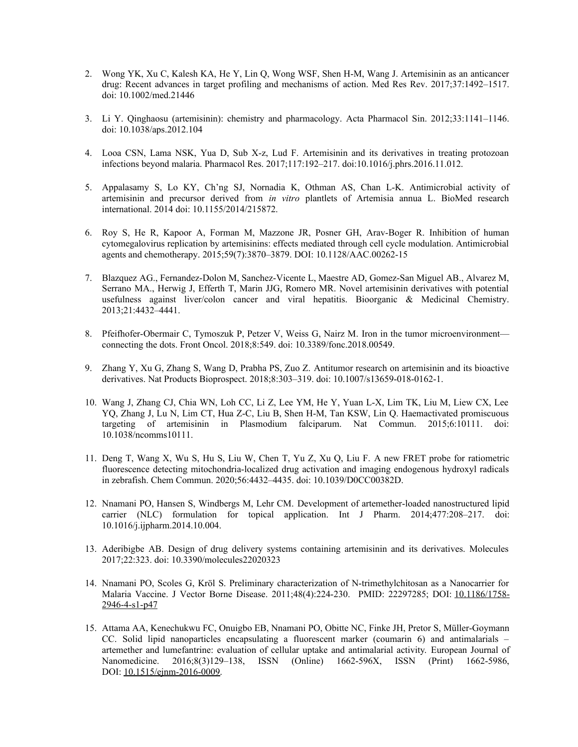2. Wong YK, Xu C, Kalesh KA, He Y, Lin Q, Wong WSF, Shen H-M, Wang J. Artemisinin as an anticancer drug: Recent advances in target profiling and mechanisms of action. Med Res Rev. 2017;37:1492–1517. doi: 10.1002/med.21446

3. Li Y. Qinghaosu (artemisinin): chemistry and pharmacology. Acta Pharmacol Sin. 2012;33:1141–1146. doi: 10.1038/aps.2012.104

4. Looa CSN, Lama NSK, Yua D, Sub X-z, Lud F. Artemisinin and its derivatives in treating protozoan infections beyond malaria. Pharmacol Res. 2017;117:192–217. doi:10.1016/j.phrs.2016.11.012.

5. Appalasamy S, Lo KY, Ch'ng SJ, Nornadia K, Othman AS, Chan L-K. Antimicrobial activity of artemisinin and precursor derived from *in vitro* plantlets of Artemisia annua L. BioMed research international. 2014 doi: 10.1155/2014/215872.

6. Roy S, He R, Kapoor A, Forman M, Mazzone JR, Posner GH, Arav-Boger R. Inhibition of human cytomegalovirus replication by artemisinins: effects mediated through cell cycle modulation. Antimicrobial agents and chemotherapy. 2015;59(7):3870–3879. DOI: 10.1128/AAC.00262-15

7. Blazquez AG., Fernandez-Dolon M, Sanchez-Vicente L, Maestre AD, Gomez-San Miguel AB., Alvarez M, Serrano MA., Herwig J, Efferth T, Marin JJG, Romero MR. Novel artemisinin derivatives with potential usefulness against liver/colon cancer and viral hepatitis. Bioorganic & Medicinal Chemistry. 2013;21:4432–4441.

8. Pfeifhofer-Obermair C, Tymoszuk P, Petzer V, Weiss G, Nairz M. Iron in the tumor microenvironment—connecting the dots. Front Oncol. 2018;8:549. doi: 10.3389/fonc.2018.00549.

9. Zhang Y, Xu G, Zhang S, Wang D, Prabha PS, Zuo Z. Antitumor research on artemisinin and its bioactive derivatives. Nat Products Bioprospect. 2018;8:303–319. doi: 10.1007/s13659-018-0162-1.

10. Wang J, Zhang CJ, Chia WN, Loh CC, Li Z, Lee YM, He Y, Yuan L-X, Lim TK, Liu M, Liew CX, Lee YQ, Zhang J, Lu N, Lim CT, Hua Z-C, Liu B, Shen H-M, Tan KSW, Lin Q. Haemactivated promiscuous targeting of artemisinin in Plasmodium falciparum. Nat Commun. 2015;6:10111. doi: 10.1038/ncomms10111.

11. Deng T, Wang X, Wu S, Hu S, Liu W, Chen T, Yu Z, Xu Q, Liu F. A new FRET probe for ratiometric fluorescence detecting mitochondria-localized drug activation and imaging endogenous hydroxyl radicals in zebrafish. Chem Commun. 2020;56:4432–4435. doi: 10.1039/D0CC00382D.

12. Nnamani PO, Hansen S, Windbergs M, Lehr CM. Development of artemether-loaded nanostructured lipid carrier (NLC) formulation for topical application. Int J Pharm. 2014;477:208–217. doi: 10.1016/j.ijpharm.2014.10.004.

13. Aderibigbe AB. Design of drug delivery systems containing artemisinin and its derivatives. Molecules 2017;22:323. doi: 10.3390/molecules22020323

14. Nnamani PO, Scoles G, Kröl S. Preliminary characterization of N-trimethylchitosan as a Nanocarrier for Malaria Vaccine. J Vector Borne Disease. 2011;48(4):224-230. PMID: 22297285; DOI: 10.1186/1758-2946-4-s1-p47

15. Attama AA, Kenechukwu FC, Onuigbo EB, Nnamani PO, Obitte NC, Finke JH, Pretor S, Müller-Goymann CC. Solid lipid nanoparticles encapsulating a fluorescent marker (coumarin 6) and antimalarials – artemether and lumefantrine: evaluation of cellular uptake and antimalarial activity. European Journal of Nanomedicine. 2016;8(3)129–138, ISSN (Online) 1662-596X, ISSN (Print) 1662-5986, DOI: 10.1515/ejnm-2016-0009.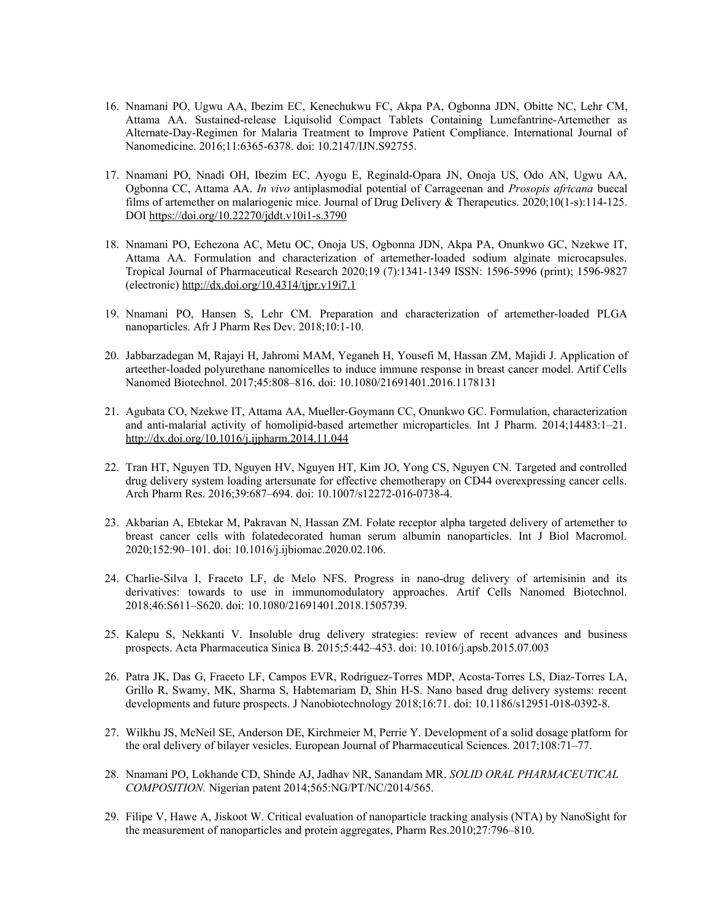16. Nnamani PO, Ugwu AA, Ibezim EC, Kenechukwu FC, Akpa PA, Ogbonna JDN, Obitte NC, Lehr CM, Attama AA. Sustained-release Liquisolid Compact Tablets Containing Lumefantrine-Artemether as Alternate-Day-Regimen for Malaria Treatment to Improve Patient Compliance. International Journal of Nanomedicine. 2016;11:6365-6378. doi: 10.2147/IJN.S92755.

17. Nnamani PO, Nnadi OH, Ibezim EC, Ayogu E, Reginald-Opara JN, Onoja US, Odo AN, Ugwu AA, Ogbonna CC, Attama AA. *In vivo* antiplasmodial potential of Carrageenan and *Prosopis africana* buccal films of artemether on malariogenic mice. Journal of Drug Delivery & Therapeutics. 2020;10(1-s):114-125. DOI https://doi.org/10.22270/jddt.v10i1-s.3790

18. Nnamani PO, Echezona AC, Metu OC, Onoja US, Ogbonna JDN, Akpa PA, Onunkwo GC, Nzekwe IT, Attama AA. Formulation and characterization of artemether-loaded sodium alginate microcapsules. Tropical Journal of Pharmaceutical Research 2020;19 (7):1341-1349 ISSN: 1596-5996 (print); 1596-9827 (electronic) http://dx.doi.org/10.4314/tjpr.v19i7.1

19. Nnamani PO, Hansen S, Lehr CM. Preparation and characterization of artemether-loaded PLGA nanoparticles. Afr J Pharm Res Dev. 2018;10:1-10.

20. Jabbarzadegan M, Rajayi H, Jahromi MAM, Yeganeh H, Yousefi M, Hassan ZM, Majidi J. Application of arteether-loaded polyurethane nanomicelles to induce immune response in breast cancer model. Artif Cells Nanomed Biotechnol. 2017;45:808–816. doi: 10.1080/21691401.2016.1178131

21. Agubata CO, Nzekwe IT, Attama AA, Mueller-Goymann CC, Onunkwo GC. Formulation, characterization and anti-malarial activity of homolipid-based artemether microparticles. Int J Pharm. 2014;14483:1–21. http://dx.doi.org/10.1016/j.ijpharm.2014.11.044

22. Tran HT, Nguyen TD, Nguyen HV, Nguyen HT, Kim JO, Yong CS, Nguyen CN. Targeted and controlled drug delivery system loading artersunate for effective chemotherapy on CD44 overexpressing cancer cells. Arch Pharm Res. 2016;39:687–694. doi: 10.1007/s12272-016-0738-4.

23. Akbarian A, Ebtekar M, Pakravan N, Hassan ZM. Folate receptor alpha targeted delivery of artemether to breast cancer cells with folatedecorated human serum albumin nanoparticles. Int J Biol Macromol. 2020;152:90–101. doi: 10.1016/j.ijbiomac.2020.02.106.

24. Charlie-Silva I, Fraceto LF, de Melo NFS. Progress in nano-drug delivery of artemisinin and its derivatives: towards to use in immunomodulatory approaches. Artif Cells Nanomed Biotechnol. 2018;46:S611–S620. doi: 10.1080/21691401.2018.1505739.

25. Kalepu S, Nekkanti V. Insoluble drug delivery strategies: review of recent advances and business prospects. Acta Pharmaceutica Sinica B. 2015;5:442–453. doi: 10.1016/j.apsb.2015.07.003

26. Patra JK, Das G, Fraceto LF, Campos EVR, Rodriguez-Torres MDP, Acosta-Torres LS, Diaz-Torres LA, Grillo R, Swamy, MK, Sharma S, Habtemariam D, Shin H-S. Nano based drug delivery systems: recent developments and future prospects. J Nanobiotechnology 2018;16:71. doi: 10.1186/s12951-018-0392-8.

27. Wilkhu JS, McNeil SE, Anderson DE, Kirchmeier M, Perrie Y. Development of a solid dosage platform for the oral delivery of bilayer vesicles. European Journal of Pharmaceutical Sciences. 2017;108:71–77.

28. Nnamani PO, Lokhande CD, Shinde AJ, Jadhav NR, Sanandam MR. *SOLID ORAL PHARMACEUTICAL COMPOSITION.* Nigerian patent 2014;565:NG/PT/NC/2014/565.

29. Filipe V, Hawe A, Jiskoot W. Critical evaluation of nanoparticle tracking analysis (NTA) by NanoSight for the measurement of nanoparticles and protein aggregates, Pharm Res.2010;27:796–810.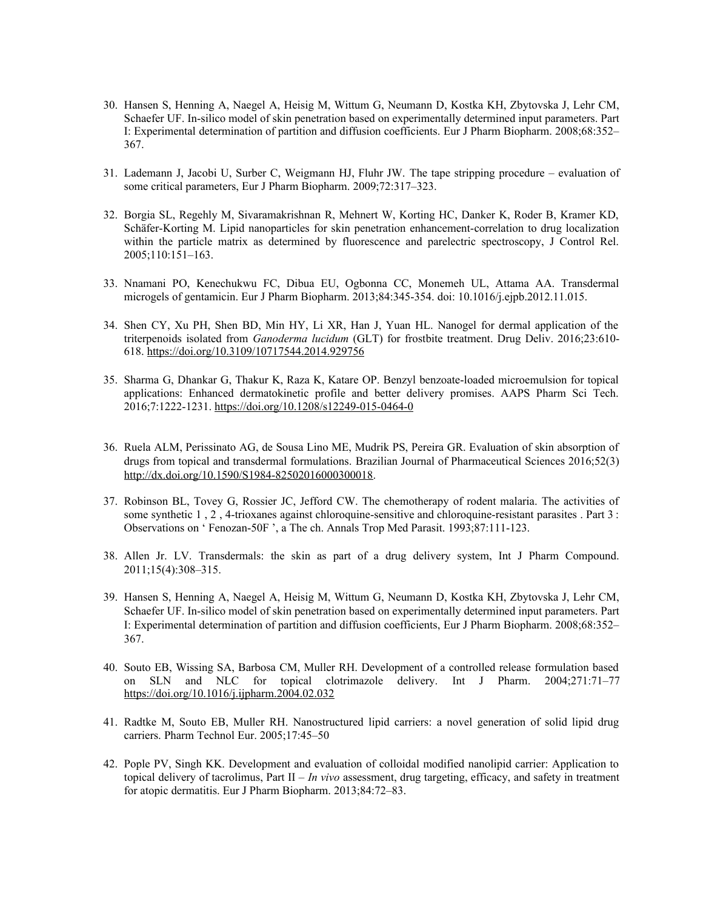30. Hansen S, Henning A, Naegel A, Heisig M, Wittum G, Neumann D, Kostka KH, Zbytovska J, Lehr CM, Schaefer UF. In-silico model of skin penetration based on experimentally determined input parameters. Part I: Experimental determination of partition and diffusion coefficients. Eur J Pharm Biopharm. 2008;68:352–367.

31. Lademann J, Jacobi U, Surber C, Weigmann HJ, Fluhr JW. The tape stripping procedure – evaluation of some critical parameters, Eur J Pharm Biopharm. 2009;72:317–323.

32. Borgia SL, Regehly M, Sivaramakrishnan R, Mehnert W, Korting HC, Danker K, Roder B, Kramer KD, Schäfer-Korting M. Lipid nanoparticles for skin penetration enhancement-correlation to drug localization within the particle matrix as determined by fluorescence and parelectric spectroscopy, J Control Rel. 2005;110:151–163.

33. Nnamani PO, Kenechukwu FC, Dibua EU, Ogbonna CC, Monemeh UL, Attama AA. Transdermal microgels of gentamicin. Eur J Pharm Biopharm. 2013;84:345-354. doi: 10.1016/j.ejpb.2012.11.015.

34. Shen CY, Xu PH, Shen BD, Min HY, Li XR, Han J, Yuan HL. Nanogel for dermal application of the triterpenoids isolated from *Ganoderma lucidum* (GLT) for frostbite treatment. Drug Deliv. 2016;23:610-618. https://doi.org/10.3109/10717544.2014.929756

35. Sharma G, Dhankar G, Thakur K, Raza K, Katare OP. Benzyl benzoate-loaded microemulsion for topical applications: Enhanced dermatokinetic profile and better delivery promises. AAPS Pharm Sci Tech. 2016;7:1222-1231. https://doi.org/10.1208/s12249-015-0464-0

36. Ruela ALM, Perissinato AG, de Sousa Lino ME, Mudrik PS, Pereira GR. Evaluation of skin absorption of drugs from topical and transdermal formulations. Brazilian Journal of Pharmaceutical Sciences 2016;52(3) http://dx.doi.org/10.1590/S1984-82502016000300018.

37. Robinson BL, Tovey G, Rossier JC, Jefford CW. The chemotherapy of rodent malaria. The activities of some synthetic 1 , 2 , 4-trioxanes against chloroquine-sensitive and chloroquine-resistant parasites . Part 3 : Observations on ' Fenozan-50F ', a The ch. Annals Trop Med Parasit. 1993;87:111-123.

38. Allen Jr. LV. Transdermals: the skin as part of a drug delivery system, Int J Pharm Compound. 2011;15(4):308–315.

39. Hansen S, Henning A, Naegel A, Heisig M, Wittum G, Neumann D, Kostka KH, Zbytovska J, Lehr CM, Schaefer UF. In-silico model of skin penetration based on experimentally determined input parameters. Part I: Experimental determination of partition and diffusion coefficients, Eur J Pharm Biopharm. 2008;68:352–367.

40. Souto EB, Wissing SA, Barbosa CM, Muller RH. Development of a controlled release formulation based on SLN and NLC for topical clotrimazole delivery. Int J Pharm. 2004;271:71–77 https://doi.org/10.1016/j.ijpharm.2004.02.032

41. Radtke M, Souto EB, Muller RH. Nanostructured lipid carriers: a novel generation of solid lipid drug carriers. Pharm Technol Eur. 2005;17:45–50

42. Pople PV, Singh KK. Development and evaluation of colloidal modified nanolipid carrier: Application to topical delivery of tacrolimus, Part II – *In vivo* assessment, drug targeting, efficacy, and safety in treatment for atopic dermatitis. Eur J Pharm Biopharm. 2013;84:72–83.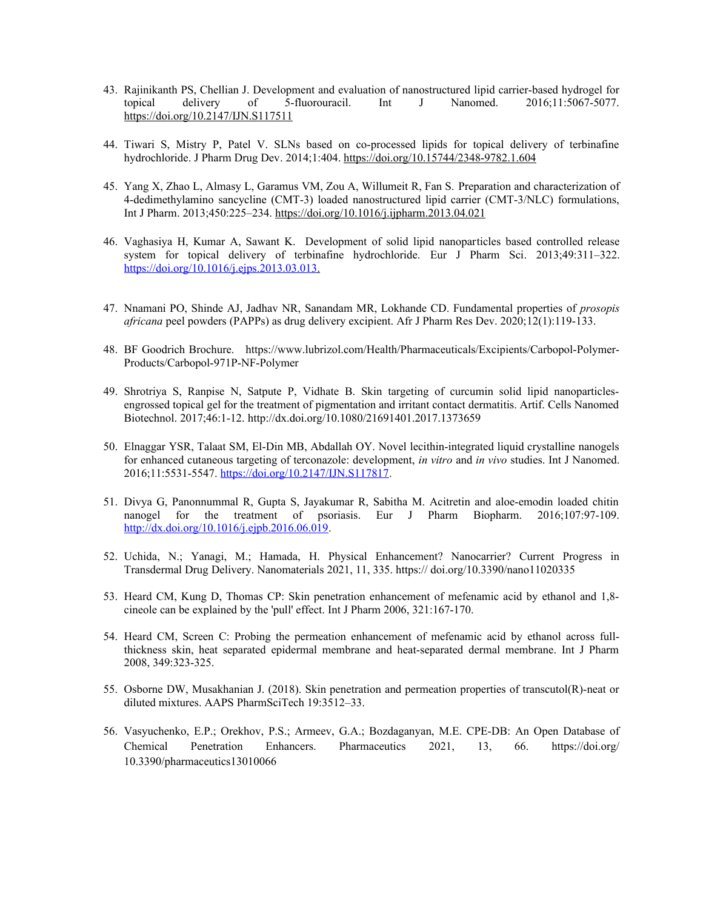43. Rajinikanth PS, Chellian J. Development and evaluation of nanostructured lipid carrier-based hydrogel for topical delivery of 5-fluorouracil. Int J Nanomed. 2016;11:5067-5077. https://doi.org/10.2147/IJN.S117511

44. Tiwari S, Mistry P, Patel V. SLNs based on co-processed lipids for topical delivery of terbinafine hydrochloride. J Pharm Drug Dev. 2014;1:404. https://doi.org/10.15744/2348-9782.1.604

45. Yang X, Zhao L, Almasy L, Garamus VM, Zou A, Willumeit R, Fan S. Preparation and characterization of 4-dedimethylamino sancycline (CMT-3) loaded nanostructured lipid carrier (CMT-3/NLC) formulations, Int J Pharm. 2013;450:225–234. https://doi.org/10.1016/j.ijpharm.2013.04.021

46. Vaghasiya H, Kumar A, Sawant K. Development of solid lipid nanoparticles based controlled release system for topical delivery of terbinafine hydrochloride. Eur J Pharm Sci. 2013;49:311–322. https://doi.org/10.1016/j.ejps.2013.03.013.

47. Nnamani PO, Shinde AJ, Jadhav NR, Sanandam MR, Lokhande CD. Fundamental properties of *prosopis africana* peel powders (PAPPs) as drug delivery excipient. Afr J Pharm Res Dev. 2020;12(1):119-133.

48. BF Goodrich Brochure. https://www.lubrizol.com/Health/Pharmaceuticals/Excipients/Carbopol-Polymer-Products/Carbopol-971P-NF-Polymer

49. Shrotriya S, Ranpise N, Satpute P, Vidhate B. Skin targeting of curcumin solid lipid nanoparticles-engrossed topical gel for the treatment of pigmentation and irritant contact dermatitis. Artif. Cells Nanomed Biotechnol. 2017;46:1-12. http://dx.doi.org/10.1080/21691401.2017.1373659

50. Elnaggar YSR, Talaat SM, El-Din MB, Abdallah OY. Novel lecithin-integrated liquid crystalline nanogels for enhanced cutaneous targeting of terconazole: development, *in vitro* and *in vivo* studies. Int J Nanomed. 2016;11:5531-5547. https://doi.org/10.2147/IJN.S117817.

51. Divya G, Panonnummal R, Gupta S, Jayakumar R, Sabitha M. Acitretin and aloe-emodin loaded chitin nanogel for the treatment of psoriasis. Eur J Pharm Biopharm. 2016;107:97-109. http://dx.doi.org/10.1016/j.ejpb.2016.06.019.

52. Uchida, N.; Yanagi, M.; Hamada, H. Physical Enhancement? Nanocarrier? Current Progress in Transdermal Drug Delivery. Nanomaterials 2021, 11, 335. https:// doi.org/10.3390/nano11020335

53. Heard CM, Kung D, Thomas CP: Skin penetration enhancement of mefenamic acid by ethanol and 1,8-cineole can be explained by the 'pull' effect. Int J Pharm 2006, 321:167-170.

54. Heard CM, Screen C: Probing the permeation enhancement of mefenamic acid by ethanol across full-thickness skin, heat separated epidermal membrane and heat-separated dermal membrane. Int J Pharm 2008, 349:323-325.

55. Osborne DW, Musakhanian J. (2018). Skin penetration and permeation properties of transcutol(R)-neat or diluted mixtures. AAPS PharmSciTech 19:3512–33.

56. Vasyuchenko, E.P.; Orekhov, P.S.; Armeev, G.A.; Bozdaganyan, M.E. CPE-DB: An Open Database of Chemical Penetration Enhancers. Pharmaceutics 2021, 13, 66. https://doi.org/ 10.3390/pharmaceutics13010066